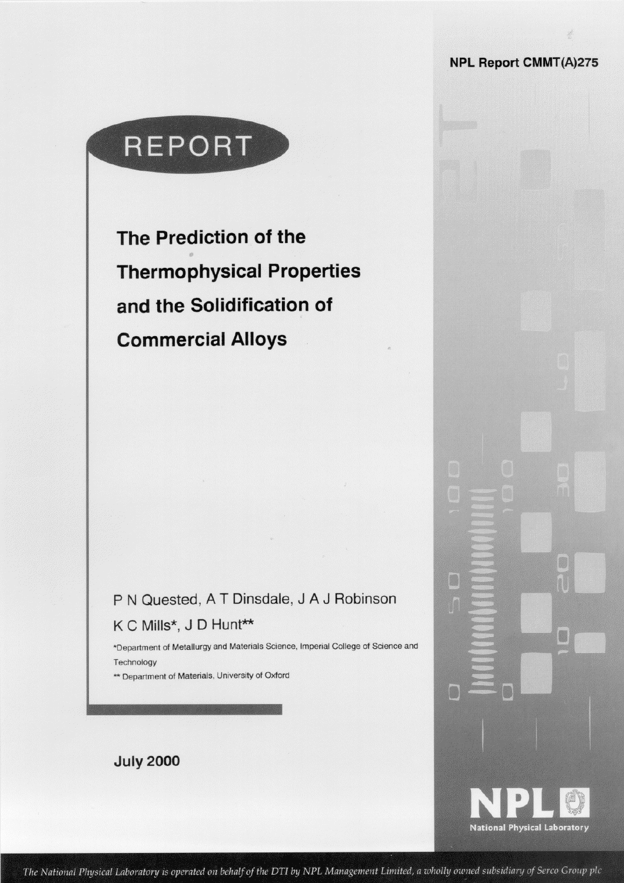NPL Report CMMT(A)275

# REPORT

## The Prediction of the Thermophysical Properties and the Solidification of Commercial Alloys

P N Quested, A T Dinsdale, J A J Robinson

K C Mills*, J D Hunt**

*Department of Metallurgy and Materials Science, Imperial College of Science and Technology

** Department of Materials, University of Oxford

July 2000

NPL National Physical Laboratory

*The National Physical Laboratory is operated on behalf of the DTI by NPL Management Limited, a wholly owned subsidiary of Serco Group plc*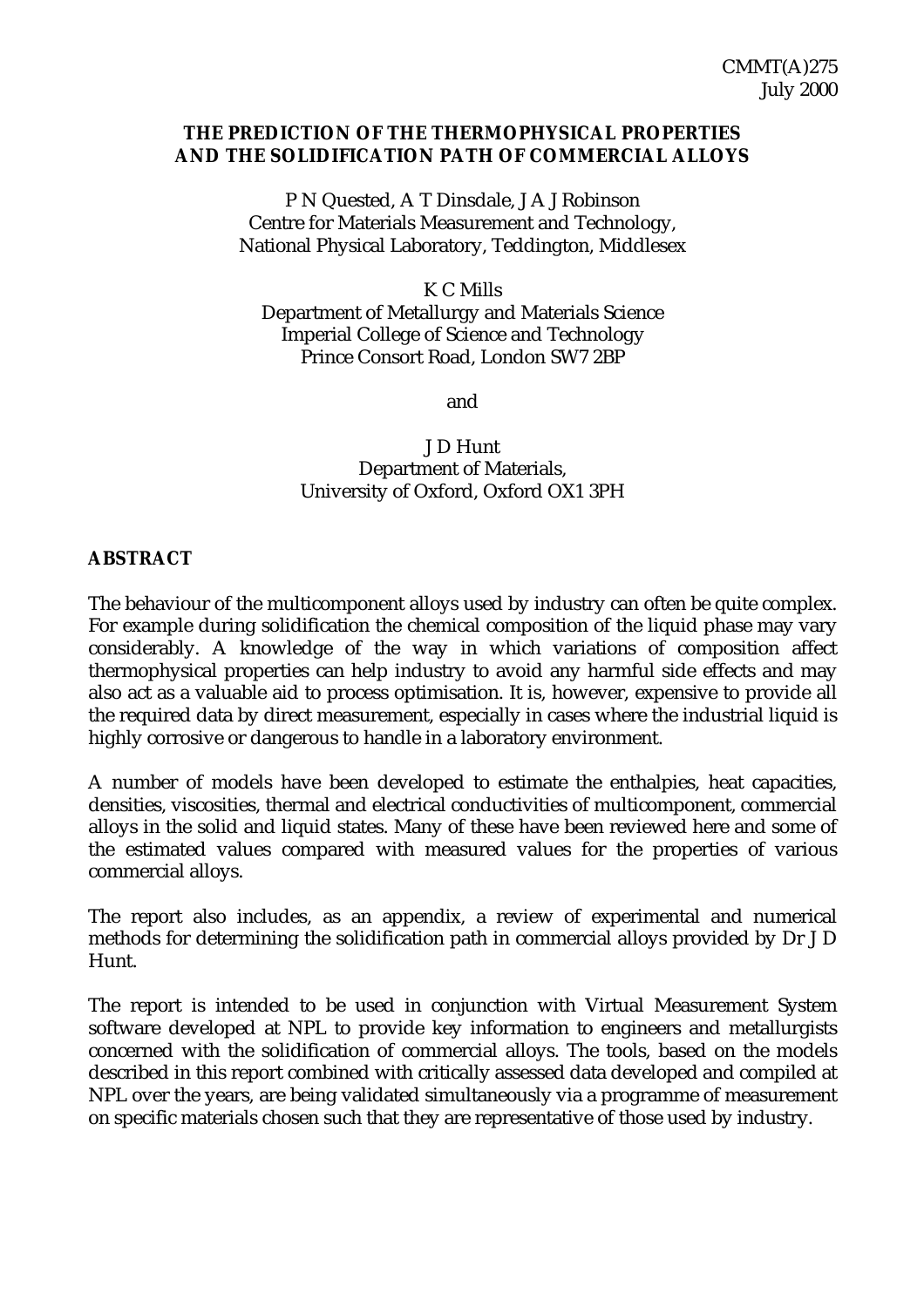CMMT(A)275
July 2000

**THE PREDICTION OF THE THERMOPHYSICAL PROPERTIES AND THE SOLIDIFICATION PATH OF COMMERCIAL ALLOYS**

P N Quested, A T Dinsdale, J A J Robinson
Centre for Materials Measurement and Technology,
National Physical Laboratory, Teddington, Middlesex

K C Mills
Department of Metallurgy and Materials Science
Imperial College of Science and Technology
Prince Consort Road, London SW7 2BP

and

J D Hunt
Department of Materials,
University of Oxford, Oxford OX1 3PH

**ABSTRACT**

The behaviour of the multicomponent alloys used by industry can often be quite complex. For example during solidification the chemical composition of the liquid phase may vary considerably. A knowledge of the way in which variations of composition affect thermophysical properties can help industry to avoid any harmful side effects and may also act as a valuable aid to process optimisation. It is, however, expensive to provide all the required data by direct measurement, especially in cases where the industrial liquid is highly corrosive or dangerous to handle in a laboratory environment.

A number of models have been developed to estimate the enthalpies, heat capacities, densities, viscosities, thermal and electrical conductivities of multicomponent, commercial alloys in the solid and liquid states. Many of these have been reviewed here and some of the estimated values compared with measured values for the properties of various commercial alloys.

The report also includes, as an appendix, a review of experimental and numerical methods for determining the solidification path in commercial alloys provided by Dr J D Hunt.

The report is intended to be used in conjunction with Virtual Measurement System software developed at NPL to provide key information to engineers and metallurgists concerned with the solidification of commercial alloys. The tools, based on the models described in this report combined with critically assessed data developed and compiled at NPL over the years, are being validated simultaneously via a programme of measurement on specific materials chosen such that they are representative of those used by industry.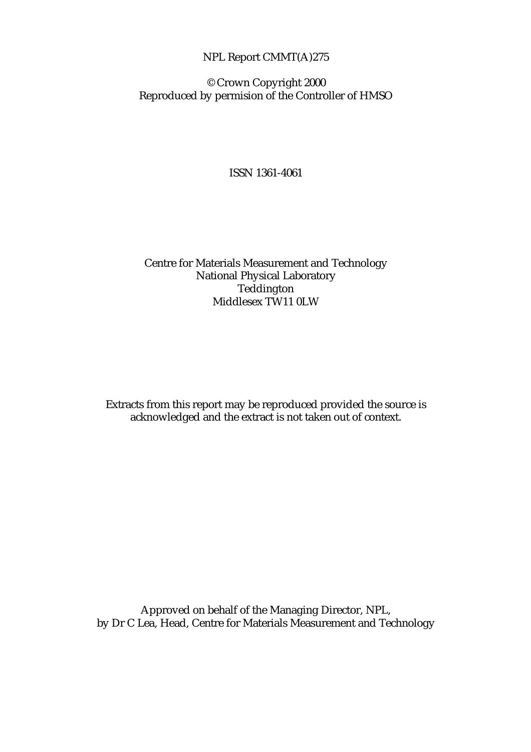NPL Report CMMT(A)275

© Crown Copyright 2000
Reproduced by permision of the Controller of HMSO

ISSN 1361-4061

Centre for Materials Measurement and Technology
National Physical Laboratory
Teddington
Middlesex TW11 0LW

Extracts from this report may be reproduced provided the source is acknowledged and the extract is not taken out of context.

Approved on behalf of the Managing Director, NPL,
by Dr C Lea, Head, Centre for Materials Measurement and Technology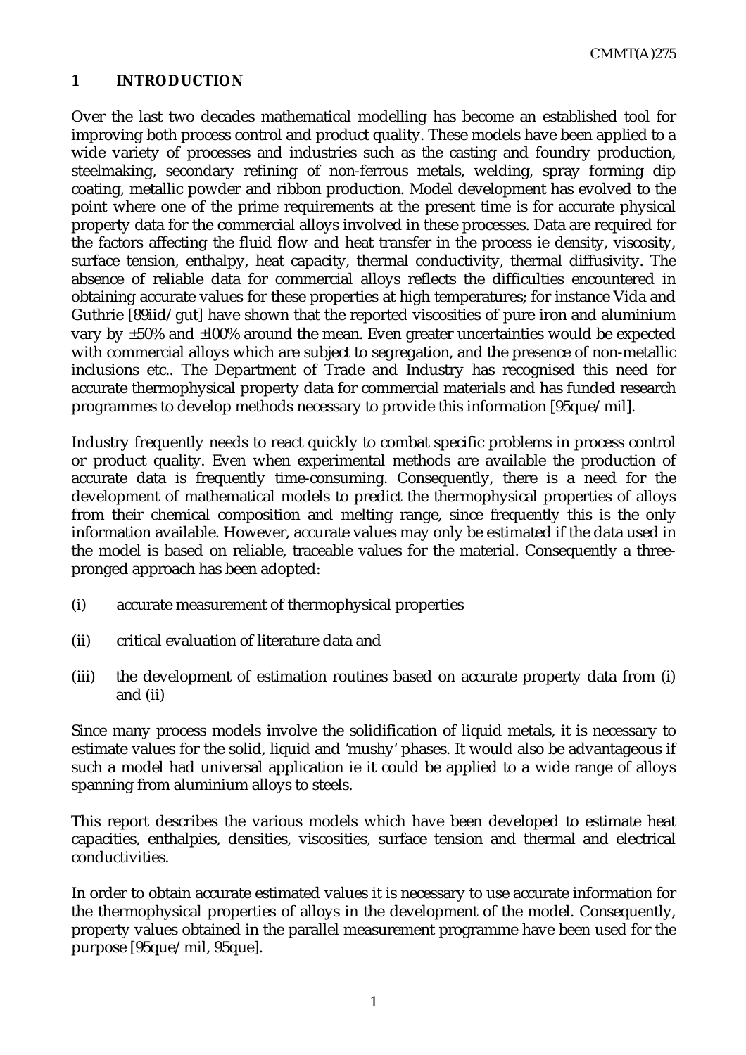# 1 INTRODUCTION

Over the last two decades mathematical modelling has become an established tool for improving both process control and product quality. These models have been applied to a wide variety of processes and industries such as the casting and foundry production, steelmaking, secondary refining of non-ferrous metals, welding, spray forming dip coating, metallic powder and ribbon production. Model development has evolved to the point where one of the prime requirements at the present time is for accurate physical property data for the commercial alloys involved in these processes. Data are required for the factors affecting the fluid flow and heat transfer in the process ie density, viscosity, surface tension, enthalpy, heat capacity, thermal conductivity, thermal diffusivity. The absence of reliable data for commercial alloys reflects the difficulties encountered in obtaining accurate values for these properties at high temperatures; for instance Vida and Guthrie [89iid/gut] have shown that the reported viscosities of pure iron and aluminium vary by ±50% and ±100% around the mean. Even greater uncertainties would be expected with commercial alloys which are subject to segregation, and the presence of non-metallic inclusions etc.. The Department of Trade and Industry has recognised this need for accurate thermophysical property data for commercial materials and has funded research programmes to develop methods necessary to provide this information [95que/mil].

Industry frequently needs to react quickly to combat specific problems in process control or product quality. Even when experimental methods are available the production of accurate data is frequently time-consuming. Consequently, there is a need for the development of mathematical models to predict the thermophysical properties of alloys from their chemical composition and melting range, since frequently this is the only information available. However, accurate values may only be estimated if the data used in the model is based on reliable, traceable values for the material. Consequently a three-pronged approach has been adopted:

(i) accurate measurement of thermophysical properties

(ii) critical evaluation of literature data and

(iii) the development of estimation routines based on accurate property data from (i) and (ii)

Since many process models involve the solidification of liquid metals, it is necessary to estimate values for the solid, liquid and 'mushy' phases. It would also be advantageous if such a model had universal application ie it could be applied to a wide range of alloys spanning from aluminium alloys to steels.

This report describes the various models which have been developed to estimate heat capacities, enthalpies, densities, viscosities, surface tension and thermal and electrical conductivities.

In order to obtain accurate estimated values it is necessary to use accurate information for the thermophysical properties of alloys in the development of the model. Consequently, property values obtained in the parallel measurement programme have been used for the purpose [95que/mil, 95que].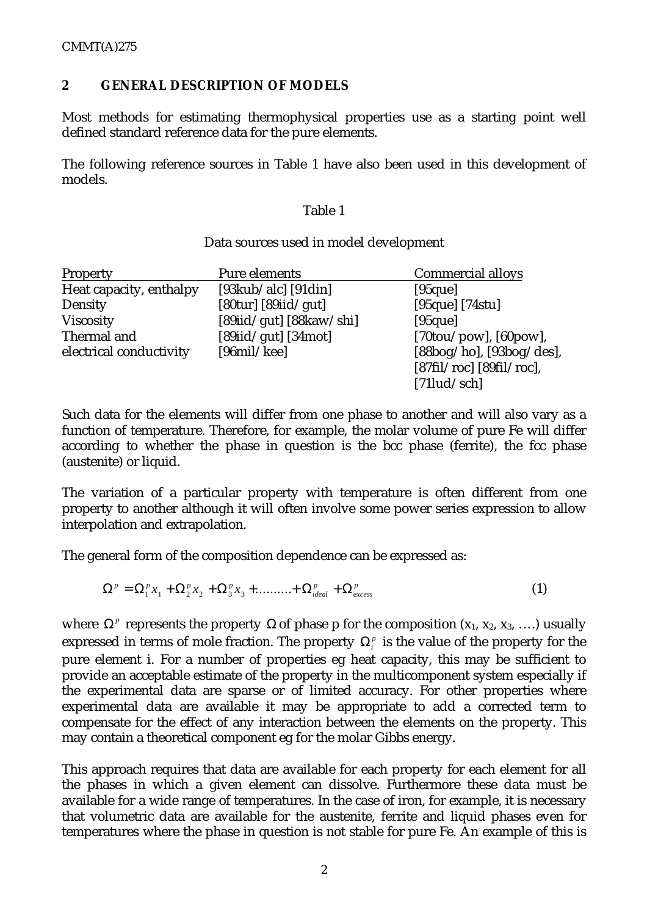## 2 GENERAL DESCRIPTION OF MODELS

Most methods for estimating thermophysical properties use as a starting point well defined standard reference data for the pure elements.

The following reference sources in Table 1 have also been used in this development of models.

Table 1

Data sources used in model development

| Property | Pure elements | Commercial alloys |
|---|---|---|
| Heat capacity, enthalpy | [93kub/alc] [91din] | [95que] |
| Density | [80tur] [89iid/gut] | [95que] [74stu] |
| Viscosity | [89iid/gut] [88kaw/shi] | [95que] |
| Thermal and electrical conductivity | [89iid/gut] [34mot] [96mil/kee] | [70tou/pow], [60pow], [88bog/ho], [93bog/des], [87fil/roc] [89fil/roc], [71lud/sch] |

Such data for the elements will differ from one phase to another and will also vary as a function of temperature. Therefore, for example, the molar volume of pure Fe will differ according to whether the phase in question is the bcc phase (ferrite), the fcc phase (austenite) or liquid.

The variation of a particular property with temperature is often different from one property to another although it will often involve some power series expression to allow interpolation and extrapolation.

The general form of the composition dependence can be expressed as:

$$\Omega^p = \Omega_1^p x_1 + \Omega_2^p x_2 + \Omega_3^p x_3 + .........+ \Omega_{ideal}^p + \Omega_{excess}^p \qquad (1)$$

where $\Omega^p$ represents the property $\Omega$ of phase p for the composition ($x_1$, $x_2$, $x_3$, ….) usually expressed in terms of mole fraction. The property $\Omega_i^p$ is the value of the property for the pure element i. For a number of properties eg heat capacity, this may be sufficient to provide an acceptable estimate of the property in the multicomponent system especially if the experimental data are sparse or of limited accuracy. For other properties where experimental data are available it may be appropriate to add a corrected term to compensate for the effect of any interaction between the elements on the property. This may contain a theoretical component eg for the molar Gibbs energy.

This approach requires that data are available for each property for each element for all the phases in which a given element can dissolve. Furthermore these data must be available for a wide range of temperatures. In the case of iron, for example, it is necessary that volumetric data are available for the austenite, ferrite and liquid phases even for temperatures where the phase in question is not stable for pure Fe. An example of this is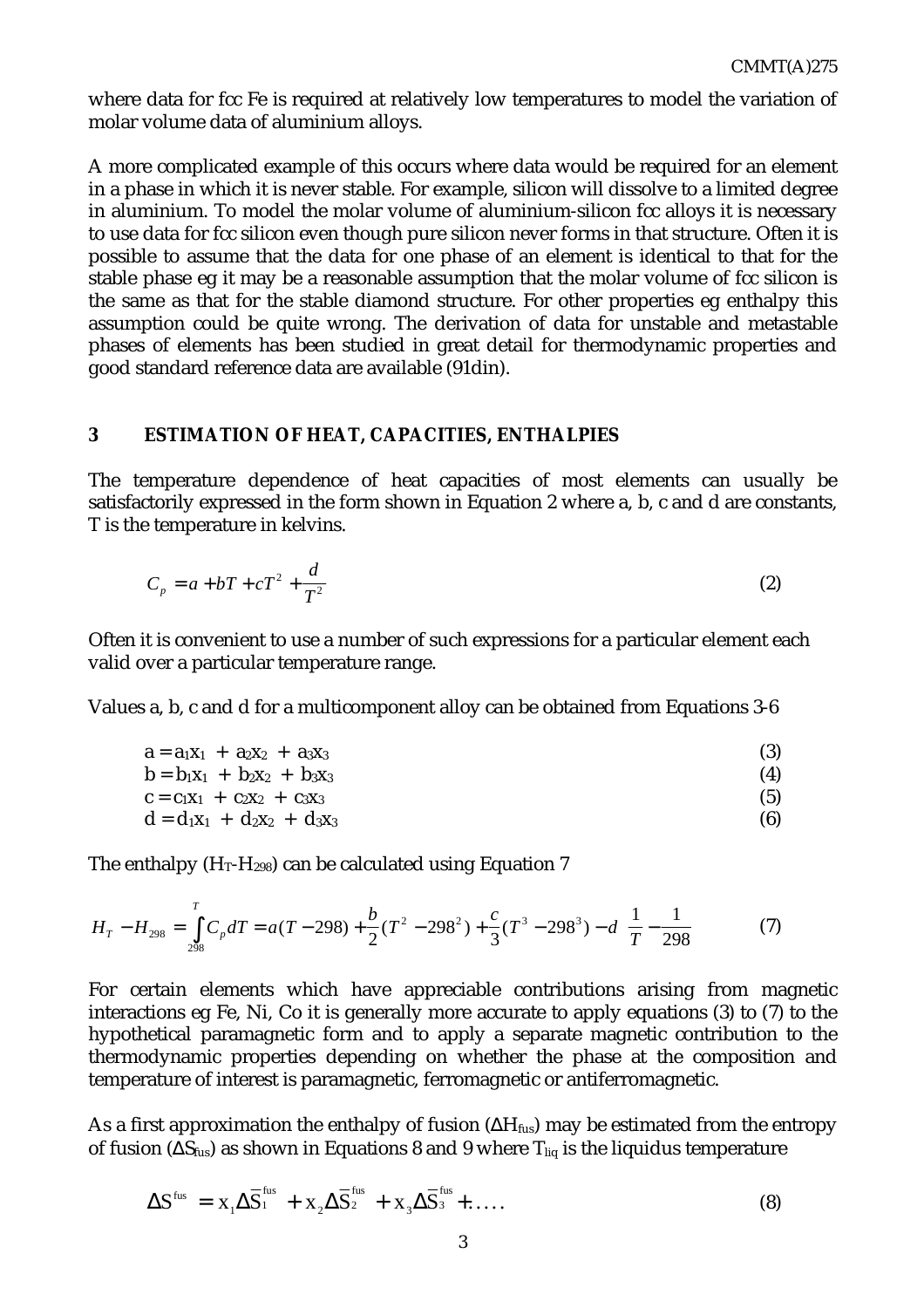where data for fcc Fe is required at relatively low temperatures to model the variation of molar volume data of aluminium alloys.

A more complicated example of this occurs where data would be required for an element in a phase in which it is never stable. For example, silicon will dissolve to a limited degree in aluminium. To model the molar volume of aluminium-silicon fcc alloys it is necessary to use data for fcc silicon even though pure silicon never forms in that structure. Often it is possible to assume that the data for one phase of an element is identical to that for the stable phase eg it may be a reasonable assumption that the molar volume of fcc silicon is the same as that for the stable diamond structure. For other properties eg enthalpy this assumption could be quite wrong. The derivation of data for unstable and metastable phases of elements has been studied in great detail for thermodynamic properties and good standard reference data are available (91din).

## 3 ESTIMATION OF HEAT, CAPACITIES, ENTHALPIES

The temperature dependence of heat capacities of most elements can usually be satisfactorily expressed in the form shown in Equation 2 where a, b, c and d are constants, T is the temperature in kelvins.

$$C_p = a + bT + cT^2 + \frac{d}{T^2} \tag{2}$$

Often it is convenient to use a number of such expressions for a particular element each valid over a particular temperature range.

Values a, b, c and d for a multicomponent alloy can be obtained from Equations 3-6

$$a = a_1x_1 + a_2x_2 + a_3x_3 \tag{3}$$

$$b = b_1x_1 + b_2x_2 + b_3x_3 \tag{4}$$

$$c = c_1x_1 + c_2x_2 + c_3x_3 \tag{5}$$

$$d = d_1x_1 + d_2x_2 + d_3x_3 \tag{6}$$

The enthalpy ($H_T$-$H_{298}$) can be calculated using Equation 7

$$H_T - H_{298} = \int_{298}^{T} C_p dT = a(T-298) + \frac{b}{2}(T^2 - 298^2) + \frac{c}{3}(T^3 - 298^3) - d\left(\frac{1}{T} - \frac{1}{298}\right) \tag{7}$$

For certain elements which have appreciable contributions arising from magnetic interactions eg Fe, Ni, Co it is generally more accurate to apply equations (3) to (7) to the hypothetical paramagnetic form and to apply a separate magnetic contribution to the thermodynamic properties depending on whether the phase at the composition and temperature of interest is paramagnetic, ferromagnetic or antiferromagnetic.

As a first approximation the enthalpy of fusion ($\Delta H_{fus}$) may be estimated from the entropy of fusion ($\Delta S_{fus}$) as shown in Equations 8 and 9 where $T_{liq}$ is the liquidus temperature

$$\Delta S^{fus} = x_1\Delta\bar{S}_1^{fus} + x_2\Delta\bar{S}_2^{fus} + x_3\Delta\bar{S}_3^{fus} + \ldots \tag{8}$$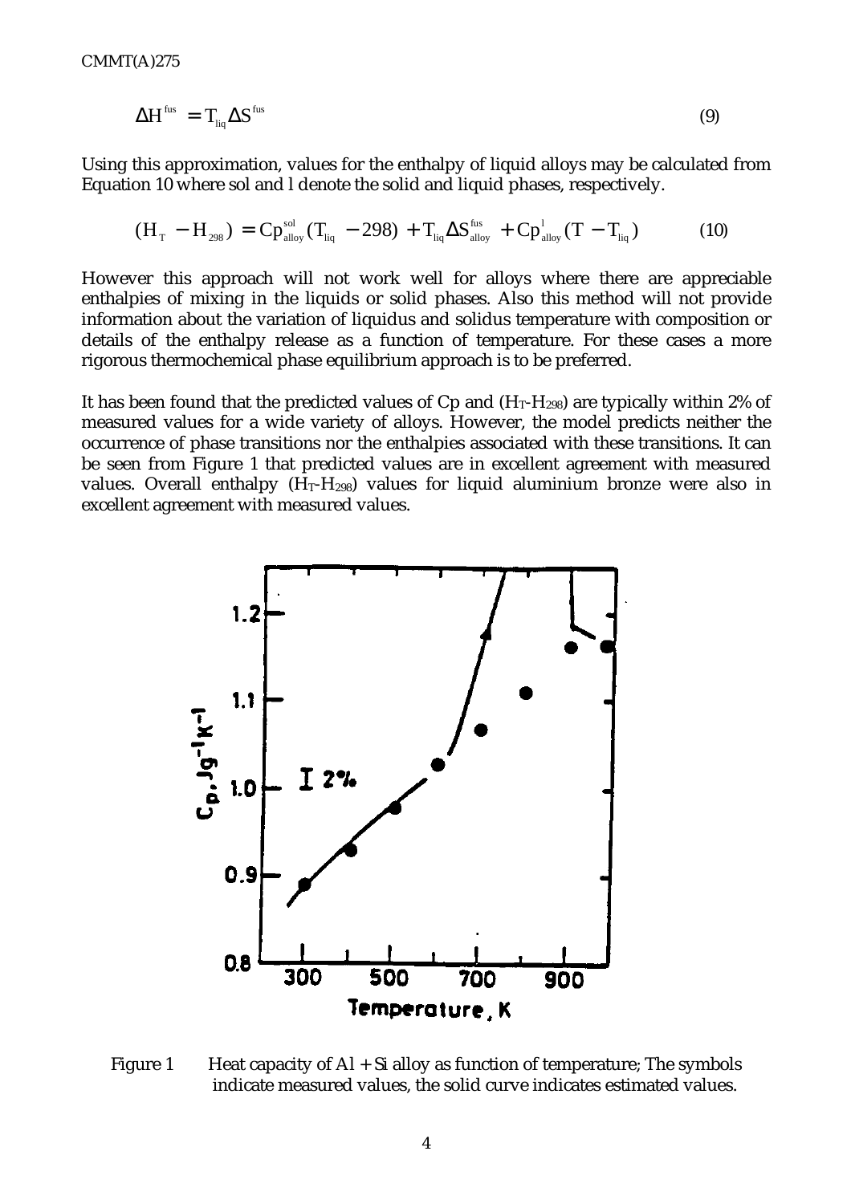$$\Delta H^{fus} = T_{liq} \Delta S^{fus} \tag{9}$$

Using this approximation, values for the enthalpy of liquid alloys may be calculated from Equation 10 where sol and l denote the solid and liquid phases, respectively.

$$(H_T - H_{298}) = Cp^{sol}_{alloy}(T_{liq} - 298) + T_{liq}\Delta S^{fus}_{alloy} + Cp^{l}_{alloy}(T - T_{liq}) \tag{10}$$

However this approach will not work well for alloys where there are appreciable enthalpies of mixing in the liquids or solid phases. Also this method will not provide information about the variation of liquidus and solidus temperature with composition or details of the enthalpy release as a function of temperature. For these cases a more rigorous thermochemical phase equilibrium approach is to be preferred.

It has been found that the predicted values of Cp and ($H_T$-$H_{298}$) are typically within 2% of measured values for a wide variety of alloys. However, the model predicts neither the occurrence of phase transitions nor the enthalpies associated with these transitions. It can be seen from Figure 1 that predicted values are in excellent agreement with measured values. Overall enthalpy ($H_T$-$H_{298}$) values for liquid aluminium bronze were also in excellent agreement with measured values.

Figure 1 Heat capacity of Al + Si alloy as function of temperature; The symbols indicate measured values, the solid curve indicates estimated values.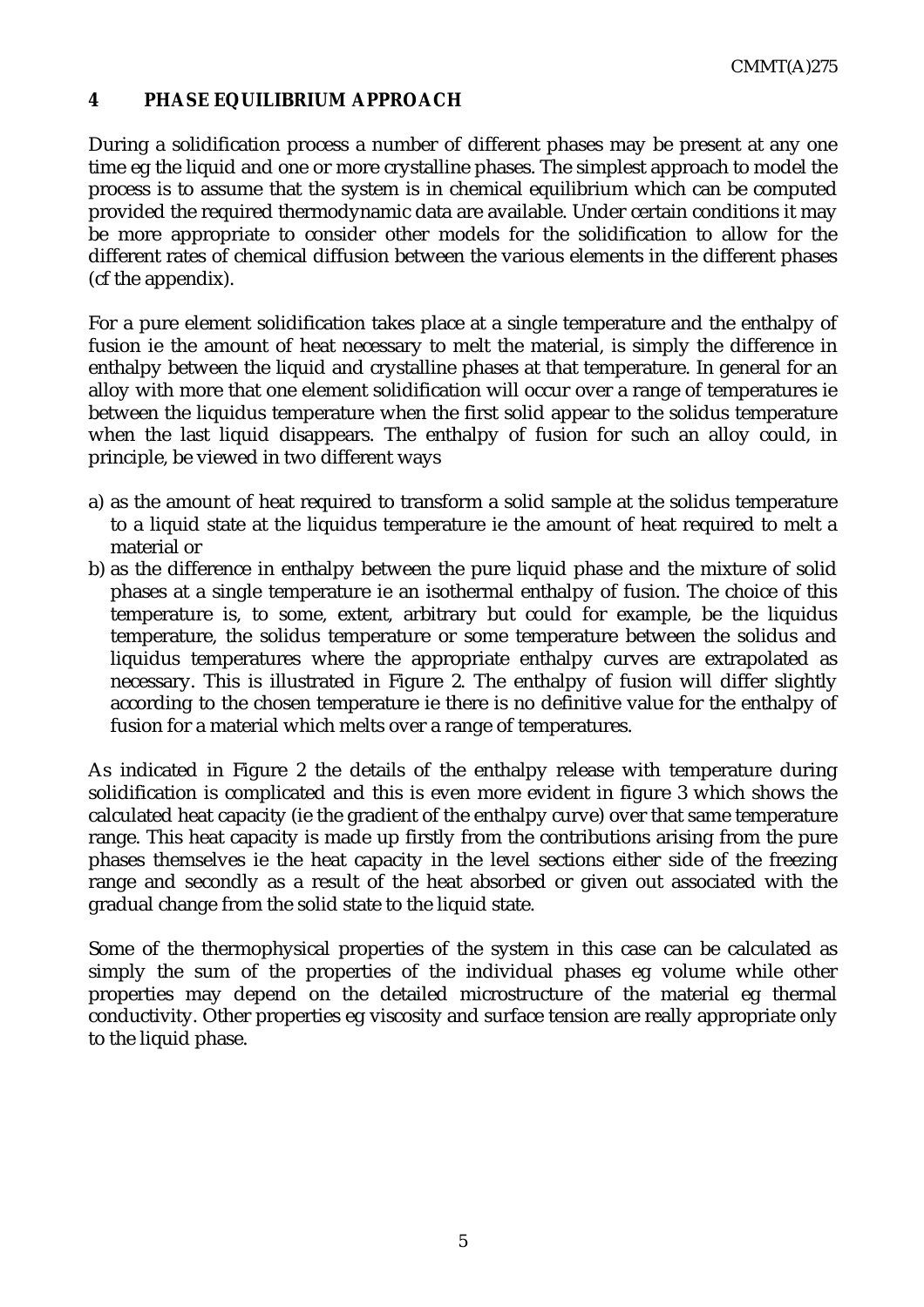## 4 PHASE EQUILIBRIUM APPROACH

During a solidification process a number of different phases may be present at any one time eg the liquid and one or more crystalline phases. The simplest approach to model the process is to assume that the system is in chemical equilibrium which can be computed provided the required thermodynamic data are available. Under certain conditions it may be more appropriate to consider other models for the solidification to allow for the different rates of chemical diffusion between the various elements in the different phases (cf the appendix).

For a pure element solidification takes place at a single temperature and the enthalpy of fusion ie the amount of heat necessary to melt the material, is simply the difference in enthalpy between the liquid and crystalline phases at that temperature. In general for an alloy with more that one element solidification will occur over a range of temperatures ie between the liquidus temperature when the first solid appear to the solidus temperature when the last liquid disappears. The enthalpy of fusion for such an alloy could, in principle, be viewed in two different ways

a) as the amount of heat required to transform a solid sample at the solidus temperature to a liquid state at the liquidus temperature ie the amount of heat required to melt a material or
b) as the difference in enthalpy between the pure liquid phase and the mixture of solid phases at a single temperature ie an isothermal enthalpy of fusion. The choice of this temperature is, to some, extent, arbitrary but could for example, be the liquidus temperature, the solidus temperature or some temperature between the solidus and liquidus temperatures where the appropriate enthalpy curves are extrapolated as necessary. This is illustrated in Figure 2. The enthalpy of fusion will differ slightly according to the chosen temperature ie there is no definitive value for the enthalpy of fusion for a material which melts over a range of temperatures.

As indicated in Figure 2 the details of the enthalpy release with temperature during solidification is complicated and this is even more evident in figure 3 which shows the calculated heat capacity (ie the gradient of the enthalpy curve) over that same temperature range. This heat capacity is made up firstly from the contributions arising from the pure phases themselves ie the heat capacity in the level sections either side of the freezing range and secondly as a result of the heat absorbed or given out associated with the gradual change from the solid state to the liquid state.

Some of the thermophysical properties of the system in this case can be calculated as simply the sum of the properties of the individual phases eg volume while other properties may depend on the detailed microstructure of the material eg thermal conductivity. Other properties eg viscosity and surface tension are really appropriate only to the liquid phase.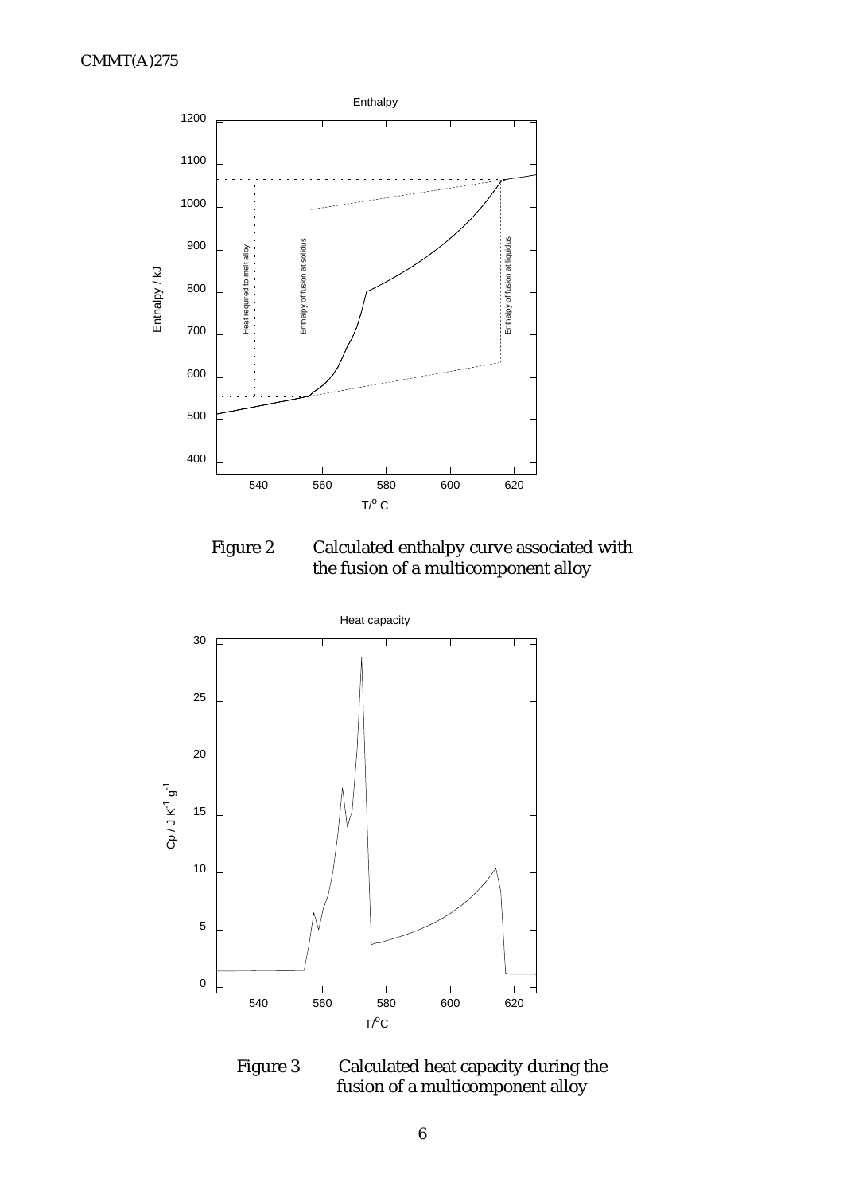Figure 2 Calculated enthalpy curve associated with the fusion of a multicomponent alloy

Figure 3 Calculated heat capacity during the fusion of a multicomponent alloy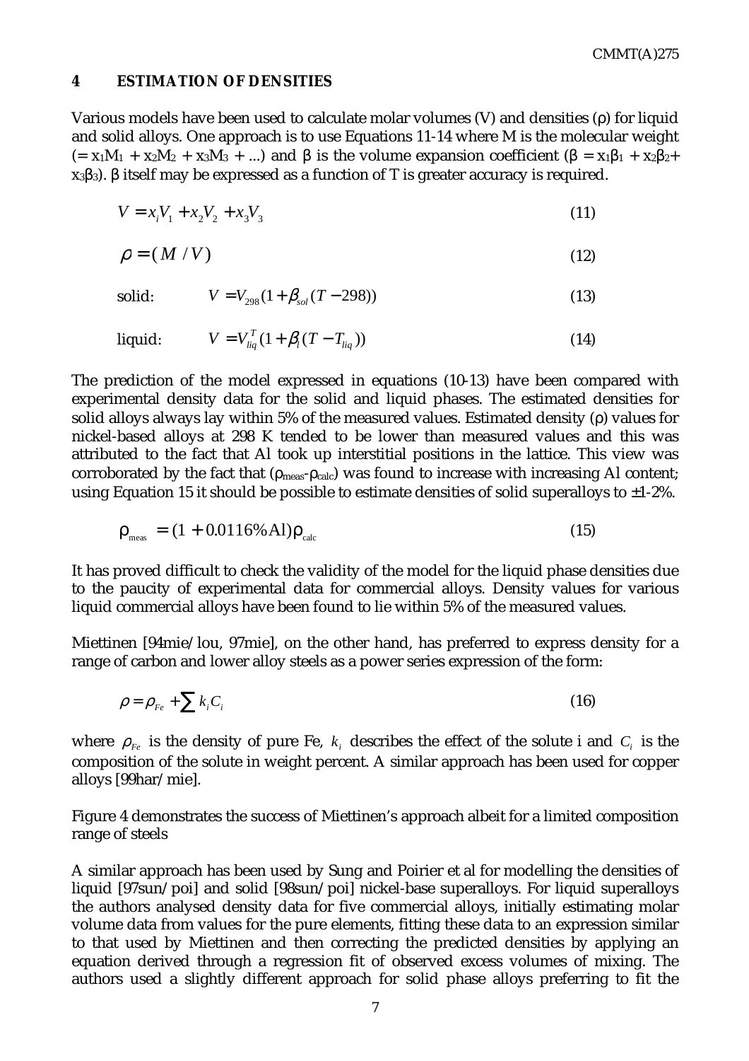## 4 ESTIMATION OF DENSITIES

Various models have been used to calculate molar volumes (V) and densities (ρ) for liquid and solid alloys. One approach is to use Equations 11-14 where M is the molecular weight ($= x_1M_1 + x_2M_2 + x_3M_3 + ...$) and β is the volume expansion coefficient ($\beta = x_1\beta_1 + x_2\beta_2 + x_3\beta_3$). β itself may be expressed as a function of T is greater accuracy is required.

$$V = x_i V_1 + x_2 V_2 + x_3 V_3 \tag{11}$$

$$\rho = (M / V) \tag{12}$$

solid: $$V = V_{298}(1 + \beta_{sol}(T - 298)) \tag{13}$$

liquid: $$V = V_{liq}^{T}(1 + \beta_l(T - T_{liq})) \tag{14}$$

The prediction of the model expressed in equations (10-13) have been compared with experimental density data for the solid and liquid phases. The estimated densities for solid alloys always lay within 5% of the measured values. Estimated density (ρ) values for nickel-based alloys at 298 K tended to be lower than measured values and this was attributed to the fact that Al took up interstitial positions in the lattice. This view was corroborated by the fact that ($\rho_{meas}$-$\rho_{calc}$) was found to increase with increasing Al content; using Equation 15 it should be possible to estimate densities of solid superalloys to ±1-2%.

$$\rho_{meas} = (1 + 0.0116\%\text{Al})\rho_{calc} \tag{15}$$

It has proved difficult to check the validity of the model for the liquid phase densities due to the paucity of experimental data for commercial alloys. Density values for various liquid commercial alloys have been found to lie within 5% of the measured values.

Miettinen [94mie/lou, 97mie], on the other hand, has preferred to express density for a range of carbon and lower alloy steels as a power series expression of the form:

$$\rho = \rho_{Fe} + \sum k_i C_i \tag{16}$$

where $\rho_{Fe}$ is the density of pure Fe, $k_i$ describes the effect of the solute i and $C_i$ is the composition of the solute in weight percent. A similar approach has been used for copper alloys [99har/mie].

Figure 4 demonstrates the success of Miettinen's approach albeit for a limited composition range of steels

A similar approach has been used by Sung and Poirier et al for modelling the densities of liquid [97sun/poi] and solid [98sun/poi] nickel-base superalloys. For liquid superalloys the authors analysed density data for five commercial alloys, initially estimating molar volume data from values for the pure elements, fitting these data to an expression similar to that used by Miettinen and then correcting the predicted densities by applying an equation derived through a regression fit of observed excess volumes of mixing. The authors used a slightly different approach for solid phase alloys preferring to fit the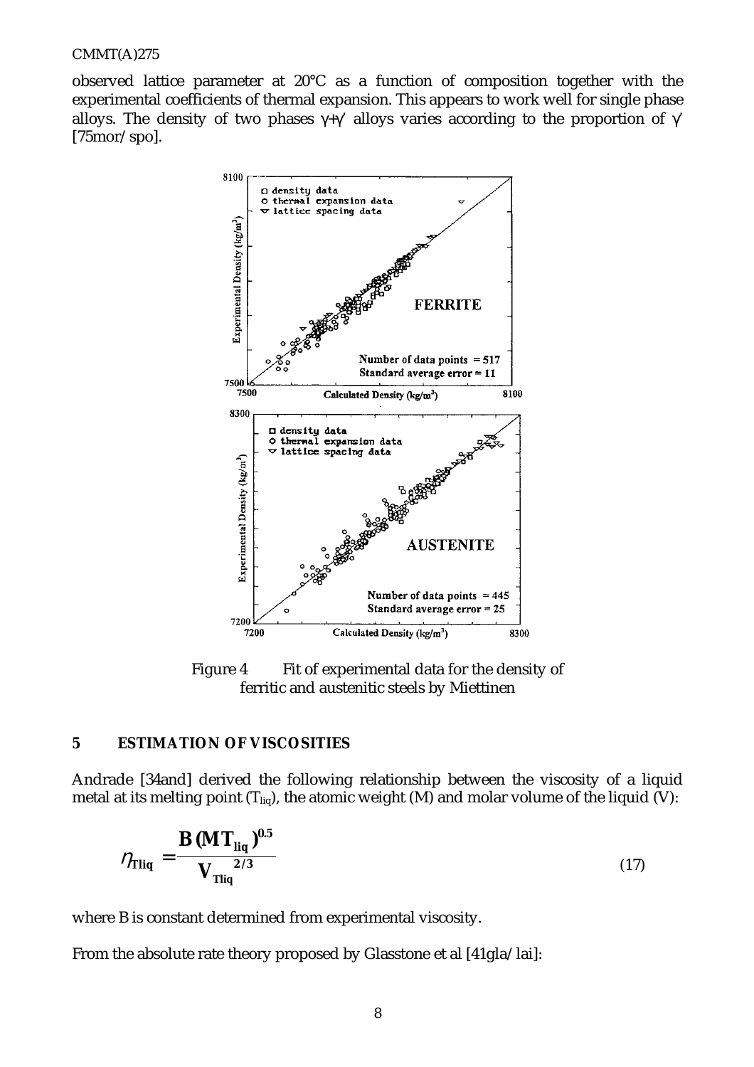observed lattice parameter at 20°C as a function of composition together with the experimental coefficients of thermal expansion. This appears to work well for single phase alloys. The density of two phases γ+γ′ alloys varies according to the proportion of γ′ [75mor/spo].

Figure 4 Fit of experimental data for the density of ferritic and austenitic steels by Miettinen

## 5 ESTIMATION OF VISCOSITIES

Andrade [34and] derived the following relationship between the viscosity of a liquid metal at its melting point ($T_{liq}$), the atomic weight (M) and molar volume of the liquid (V):

$$\eta_{Tliq} = \frac{B\,(M\,T_{liq})^{0.5}}{V_{Tliq}^{\;2/3}} \tag{17}$$

where B is constant determined from experimental viscosity.

From the absolute rate theory proposed by Glasstone et al [41gla/lai]: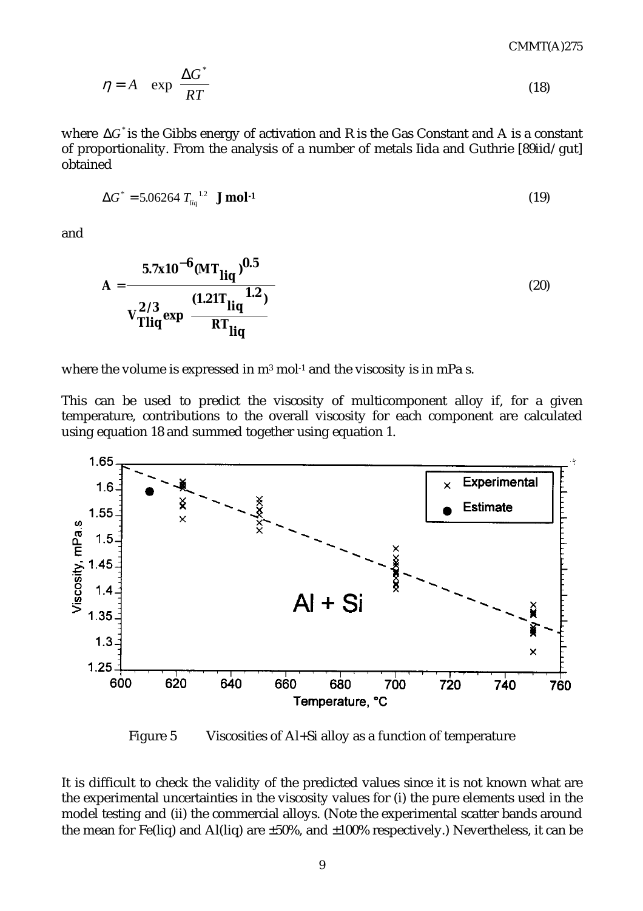$$\eta = A \quad \exp \frac{\Delta G^*}{RT} \tag{18}$$

where $\Delta G^*$ is the Gibbs energy of activation and R is the Gas Constant and A is a constant of proportionality. From the analysis of a number of metals Iida and Guthrie [89iid/gut] obtained

$$\Delta G^* = 5.06264\, T_{liq}^{\ 1.2} \ \ \mathbf{J\ mol^{-1}} \tag{19}$$

and

$$\mathbf{A} = \frac{\mathbf{5.7x10^{-6}(MT_{liq})^{0.5}}}{\mathbf{V_{Tliq}^{2/3} exp \ \dfrac{(1.21T_{liq}^{\ 1.2})}{RT_{liq}}}} \tag{20}$$

where the volume is expressed in $m^3\ mol^{-1}$ and the viscosity is in mPa s.

This can be used to predict the viscosity of multicomponent alloy if, for a given temperature, contributions to the overall viscosity for each component are calculated using equation 18 and summed together using equation 1.

Figure 5 Viscosities of Al+Si alloy as a function of temperature

It is difficult to check the validity of the predicted values since it is not known what are the experimental uncertainties in the viscosity values for (i) the pure elements used in the model testing and (ii) the commercial alloys. (Note the experimental scatter bands around the mean for Fe(liq) and Al(liq) are ±50%, and ±100% respectively.) Nevertheless, it can be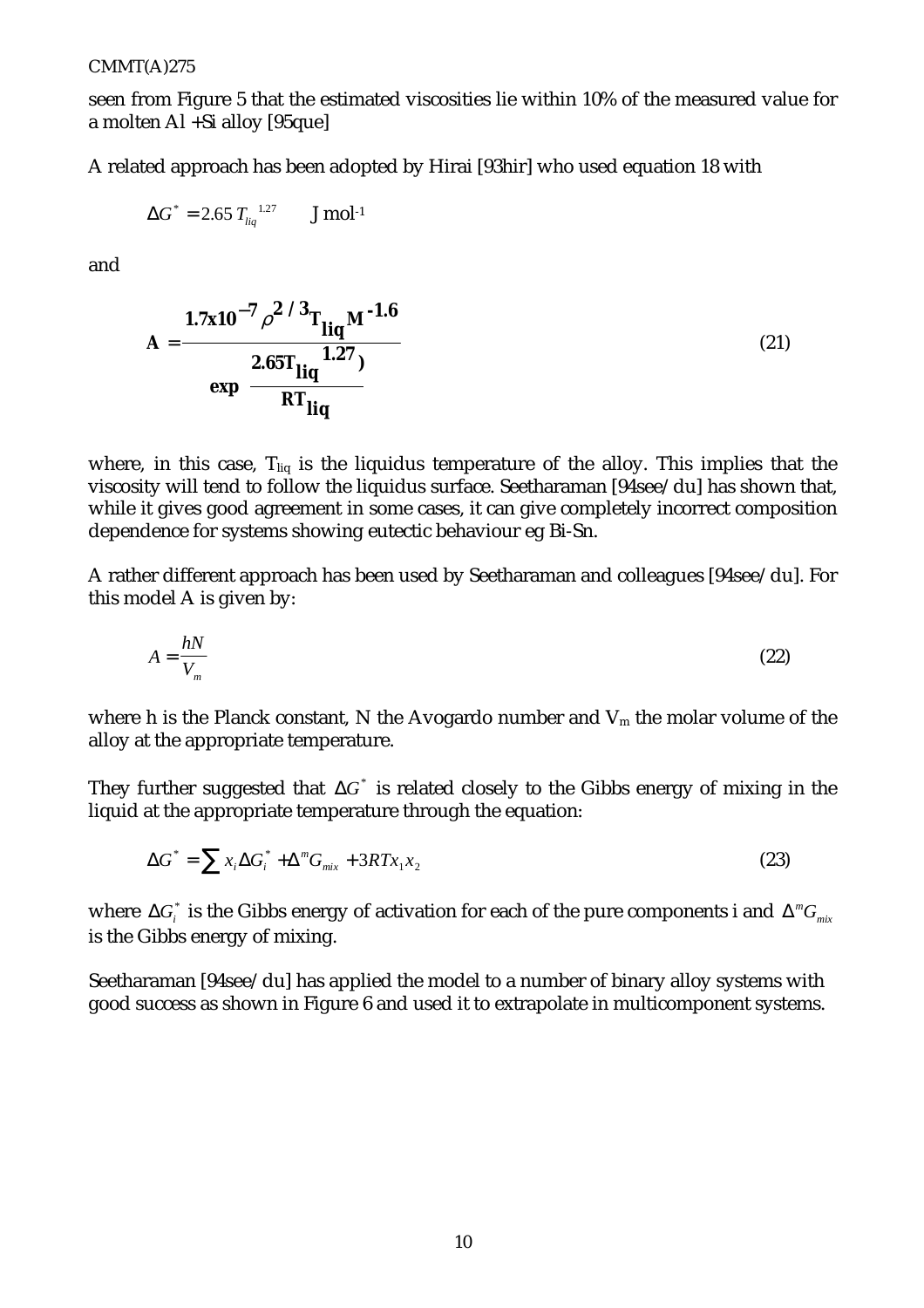seen from Figure 5 that the estimated viscosities lie within 10% of the measured value for a molten Al +Si alloy [95que]

A related approach has been adopted by Hirai [93hir] who used equation 18 with

$$\Delta G^* = 2.65\, T_{liq}^{\ 1.27} \qquad \text{J mol}^{-1}$$

and

$$\mathbf{A} = \frac{\mathbf{1.7x10^{-7}}\, \rho^{\mathbf{2/3}} \mathbf{T_{liq}} \mathbf{M}^{\mathbf{-1.6}}}{\mathbf{exp}\ \dfrac{\mathbf{2.65T_{liq}}^{\mathbf{1.27}}\mathbf{)}}{\mathbf{RT_{liq}}}} \tag{21}$$

where, in this case, $T_{liq}$ is the liquidus temperature of the alloy. This implies that the viscosity will tend to follow the liquidus surface. Seetharaman [94see/du] has shown that, while it gives good agreement in some cases, it can give completely incorrect composition dependence for systems showing eutectic behaviour eg Bi-Sn.

A rather different approach has been used by Seetharaman and colleagues [94see/du]. For this model A is given by:

$$A = \frac{hN}{V_m} \tag{22}$$

where h is the Planck constant, N the Avogardo number and $V_m$ the molar volume of the alloy at the appropriate temperature.

They further suggested that $\Delta G^*$ is related closely to the Gibbs energy of mixing in the liquid at the appropriate temperature through the equation:

$$\Delta G^* = \sum x_i \Delta G_i^* + \Delta^m G_{mix} + 3RTx_1x_2 \tag{23}$$

where $\Delta G_i^*$ is the Gibbs energy of activation for each of the pure components i and $\Delta^m G_{mix}$ is the Gibbs energy of mixing.

Seetharaman [94see/du] has applied the model to a number of binary alloy systems with good success as shown in Figure 6 and used it to extrapolate in multicomponent systems.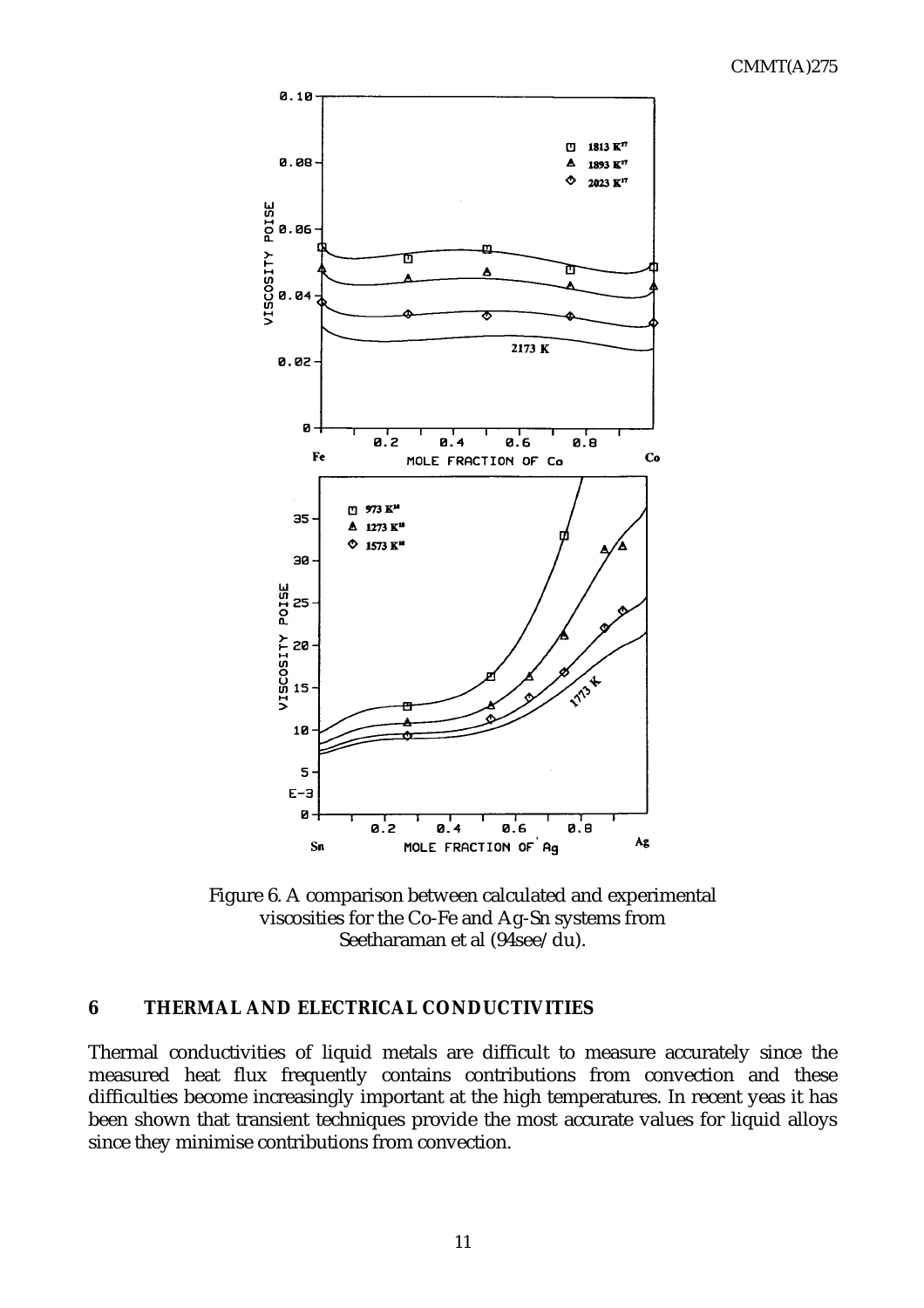Figure 6. A comparison between calculated and experimental viscosities for the Co-Fe and Ag-Sn systems from Seetharaman et al (94see/du).

## 6 THERMAL AND ELECTRICAL CONDUCTIVITIES

Thermal conductivities of liquid metals are difficult to measure accurately since the measured heat flux frequently contains contributions from convection and these difficulties become increasingly important at the high temperatures. In recent yeas it has been shown that transient techniques provide the most accurate values for liquid alloys since they minimise contributions from convection.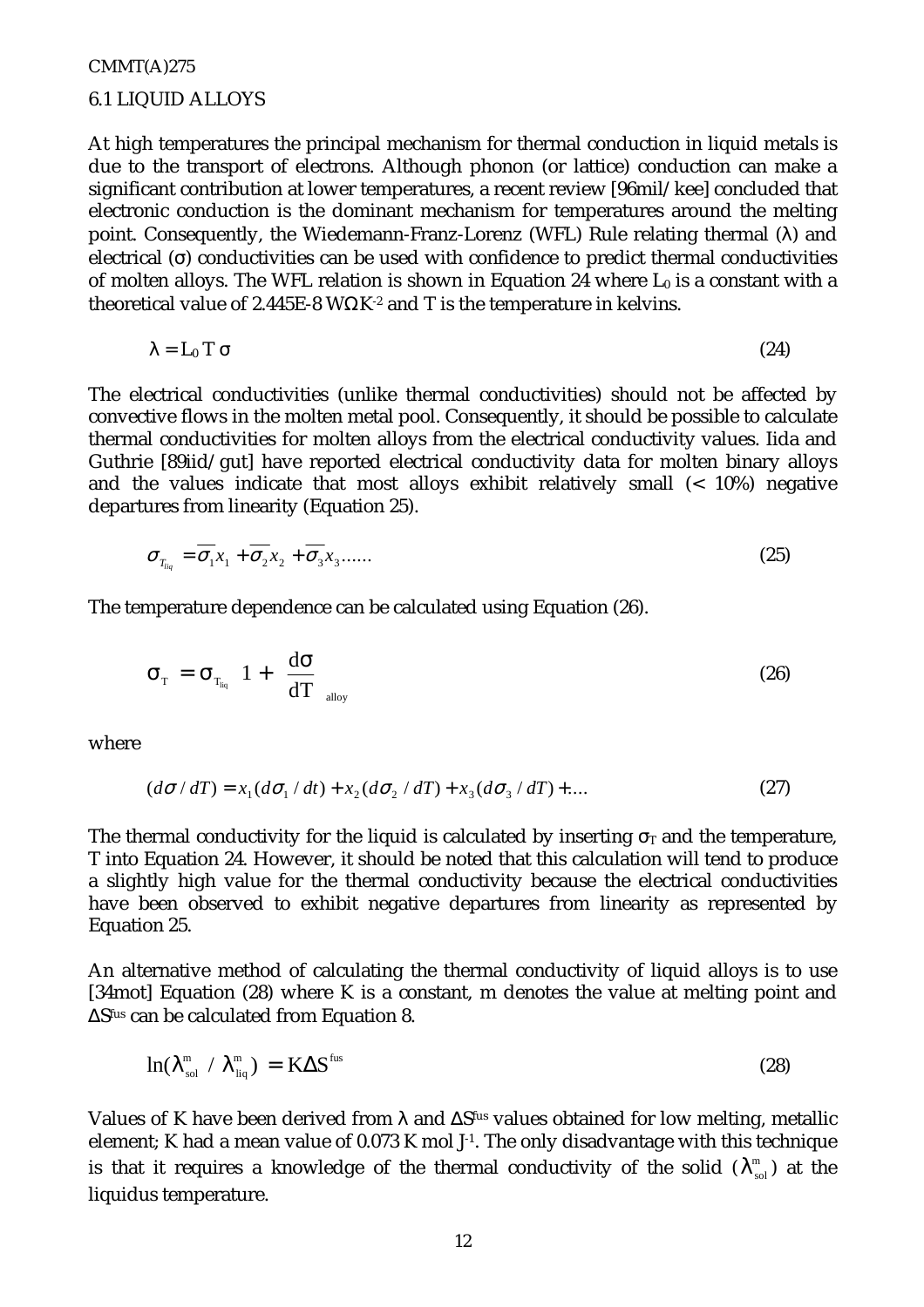## 6.1 LIQUID ALLOYS

At high temperatures the principal mechanism for thermal conduction in liquid metals is due to the transport of electrons. Although phonon (or lattice) conduction can make a significant contribution at lower temperatures, a recent review [96mil/kee] concluded that electronic conduction is the dominant mechanism for temperatures around the melting point. Consequently, the Wiedemann-Franz-Lorenz (WFL) Rule relating thermal ($\lambda$) and electrical ($\sigma$) conductivities can be used with confidence to predict thermal conductivities of molten alloys. The WFL relation is shown in Equation 24 where $L_0$ is a constant with a theoretical value of 2.445E-8 $W\Omega K^{-2}$ and T is the temperature in kelvins.

$$\lambda = L_0 T \sigma \tag{24}$$

The electrical conductivities (unlike thermal conductivities) should not be affected by convective flows in the molten metal pool. Consequently, it should be possible to calculate thermal conductivities for molten alloys from the electrical conductivity values. Iida and Guthrie [89iid/gut] have reported electrical conductivity data for molten binary alloys and the values indicate that most alloys exhibit relatively small (< 10%) negative departures from linearity (Equation 25).

$$\sigma_{T_{liq}} = \overline{\sigma_1} x_1 + \overline{\sigma_2} x_2 + \overline{\sigma_3} x_3 \ldots\ldots \tag{25}$$

The temperature dependence can be calculated using Equation (26).

$$\sigma_T = \sigma_{T_{liq}} \left(1 + \left(\frac{d\sigma}{dT}\right)_{alloy}\right) \tag{26}$$

where

$$(d\sigma / dT) = x_1 (d\sigma_1 / dt) + x_2 (d\sigma_2 / dT) + x_3 (d\sigma_3 / dT) + \ldots \tag{27}$$

The thermal conductivity for the liquid is calculated by inserting $\sigma_T$ and the temperature, T into Equation 24. However, it should be noted that this calculation will tend to produce a slightly high value for the thermal conductivity because the electrical conductivities have been observed to exhibit negative departures from linearity as represented by Equation 25.

An alternative method of calculating the thermal conductivity of liquid alloys is to use [34mot] Equation (28) where K is a constant, m denotes the value at melting point and $\Delta S^{fus}$ can be calculated from Equation 8.

$$\ln(\lambda_{sol}^{m} / \lambda_{liq}^{m}) = K \Delta S^{fus} \tag{28}$$

Values of K have been derived from $\lambda$ and $\Delta S^{fus}$ values obtained for low melting, metallic element; K had a mean value of 0.073 K mol $J^{-1}$. The only disadvantage with this technique is that it requires a knowledge of the thermal conductivity of the solid ($\lambda_{sol}^{m}$) at the liquidus temperature.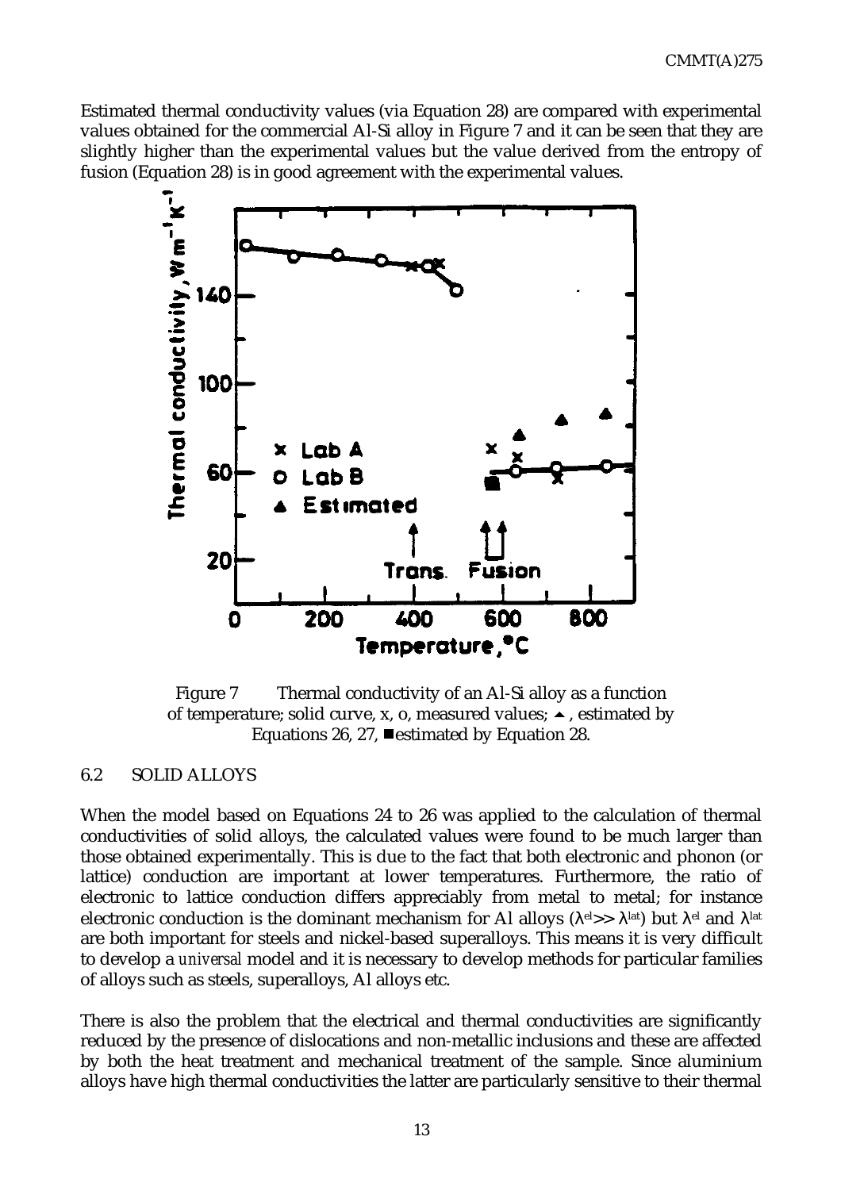Estimated thermal conductivity values (via Equation 28) are compared with experimental values obtained for the commercial Al-Si alloy in Figure 7 and it can be seen that they are slightly higher than the experimental values but the value derived from the entropy of fusion (Equation 28) is in good agreement with the experimental values.

Figure 7 Thermal conductivity of an Al-Si alloy as a function of temperature; solid curve, x, o, measured values; ▲, estimated by Equations 26, 27, ■ estimated by Equation 28.

## 6.2 SOLID ALLOYS

When the model based on Equations 24 to 26 was applied to the calculation of thermal conductivities of solid alloys, the calculated values were found to be much larger than those obtained experimentally. This is due to the fact that both electronic and phonon (or lattice) conduction are important at lower temperatures. Furthermore, the ratio of electronic to lattice conduction differs appreciably from metal to metal; for instance electronic conduction is the dominant mechanism for Al alloys ($\lambda^{el} >> \lambda^{lat}$) but $\lambda^{el}$ and $\lambda^{lat}$ are both important for steels and nickel-based superalloys. This means it is very difficult to develop a *universal* model and it is necessary to develop methods for particular families of alloys such as steels, superalloys, Al alloys etc.

There is also the problem that the electrical and thermal conductivities are significantly reduced by the presence of dislocations and non-metallic inclusions and these are affected by both the heat treatment and mechanical treatment of the sample. Since aluminium alloys have high thermal conductivities the latter are particularly sensitive to their thermal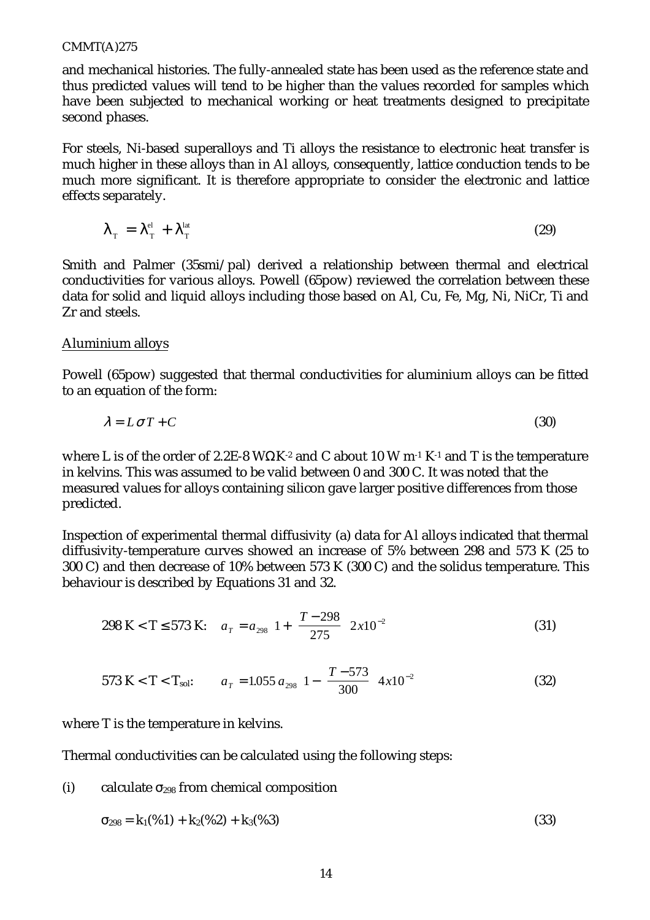and mechanical histories. The fully-annealed state has been used as the reference state and thus predicted values will tend to be higher than the values recorded for samples which have been subjected to mechanical working or heat treatments designed to precipitate second phases.

For steels, Ni-based superalloys and Ti alloys the resistance to electronic heat transfer is much higher in these alloys than in Al alloys, consequently, lattice conduction tends to be much more significant. It is therefore appropriate to consider the electronic and lattice effects separately.

$$\lambda_T = \lambda_T^{el} + \lambda_T^{lat} \tag{29}$$

Smith and Palmer (35smi/pal) derived a relationship between thermal and electrical conductivities for various alloys. Powell (65pow) reviewed the correlation between these data for solid and liquid alloys including those based on Al, Cu, Fe, Mg, Ni, NiCr, Ti and Zr and steels.

<u>Aluminium alloys</u>

Powell (65pow) suggested that thermal conductivities for aluminium alloys can be fitted to an equation of the form:

$$\lambda = L\,\sigma\,T + C \tag{30}$$

where L is of the order of 2.2E-8 W$\Omega$K$^{-2}$ and C about 10 W m$^{-1}$ K$^{-1}$ and T is the temperature in kelvins. This was assumed to be valid between 0 and 300 C. It was noted that the measured values for alloys containing silicon gave larger positive differences from those predicted.

Inspection of experimental thermal diffusivity (a) data for Al alloys indicated that thermal diffusivity-temperature curves showed an increase of 5% between 298 and 573 K (25 to 300 C) and then decrease of 10% between 573 K (300 C) and the solidus temperature. This behaviour is described by Equations 31 and 32.

$$298\text{ K} < T \leq 573\text{ K:} \quad a_T = a_{298}\left[1 + \left(\frac{T - 298}{275}\right) 2x10^{-2}\right] \tag{31}$$

$$573\text{ K} < T < T_{sol}\text{:} \quad a_T = 1.055\,a_{298}\left[1 - \left(\frac{T - 573}{300}\right) 4x10^{-2}\right] \tag{32}$$

where T is the temperature in kelvins.

Thermal conductivities can be calculated using the following steps:

(i) calculate $\sigma_{298}$ from chemical composition

$$\sigma_{298} = k_1(\%1) + k_2(\%2) + k_3(\%3) \tag{33}$$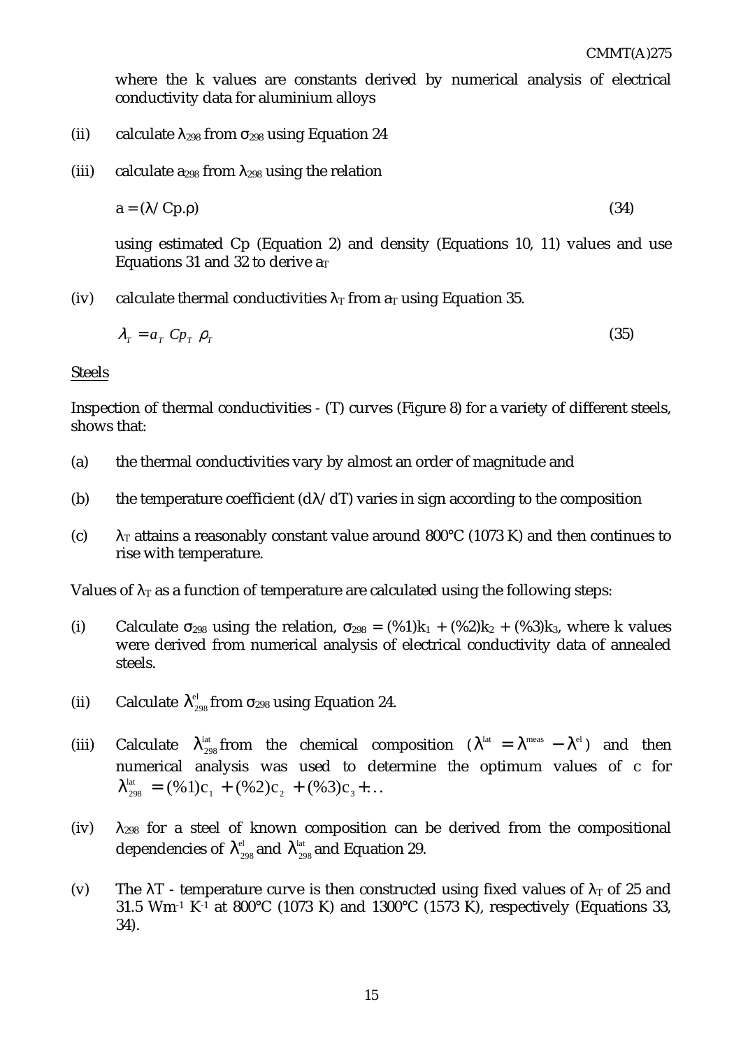where the k values are constants derived by numerical analysis of electrical conductivity data for aluminium alloys

(ii) calculate $\lambda_{298}$ from $\sigma_{298}$ using Equation 24

(iii) calculate $a_{298}$ from $\lambda_{298}$ using the relation

$$a = (\lambda / Cp.\rho) \qquad (34)$$

using estimated Cp (Equation 2) and density (Equations 10, 11) values and use Equations 31 and 32 to derive $a_T$

(iv) calculate thermal conductivities $\lambda_T$ from $a_T$ using Equation 35.

$$\lambda_T = a_T \; Cp_T \; \rho_T \qquad (35)$$

Steels

Inspection of thermal conductivities - (T) curves (Figure 8) for a variety of different steels, shows that:

(a) the thermal conductivities vary by almost an order of magnitude and

(b) the temperature coefficient ($d\lambda/dT$) varies in sign according to the composition

(c) $\lambda_T$ attains a reasonably constant value around 800°C (1073 K) and then continues to rise with temperature.

Values of $\lambda_T$ as a function of temperature are calculated using the following steps:

(i) Calculate $\sigma_{298}$ using the relation, $\sigma_{298} = (\%1)k_1 + (\%2)k_2 + (\%3)k_3$, where k values were derived from numerical analysis of electrical conductivity data of annealed steels.

(ii) Calculate $\lambda^{el}_{298}$ from $\sigma_{298}$ using Equation 24.

(iii) Calculate $\lambda^{lat}_{298}$ from the chemical composition ($\lambda^{lat} = \lambda^{meas} - \lambda^{el}$) and then numerical analysis was used to determine the optimum values of c for $\lambda^{lat}_{298} = (\%1)c_1 + (\%2)c_2 + (\%3)c_3 + \ldots$

(iv) $\lambda_{298}$ for a steel of known composition can be derived from the compositional dependencies of $\lambda^{el}_{298}$ and $\lambda^{lat}_{298}$ and Equation 29.

(v) The $\lambda T$ - temperature curve is then constructed using fixed values of $\lambda_T$ of 25 and 31.5 $Wm^{-1}$ $K^{-1}$ at 800°C (1073 K) and 1300°C (1573 K), respectively (Equations 33, 34).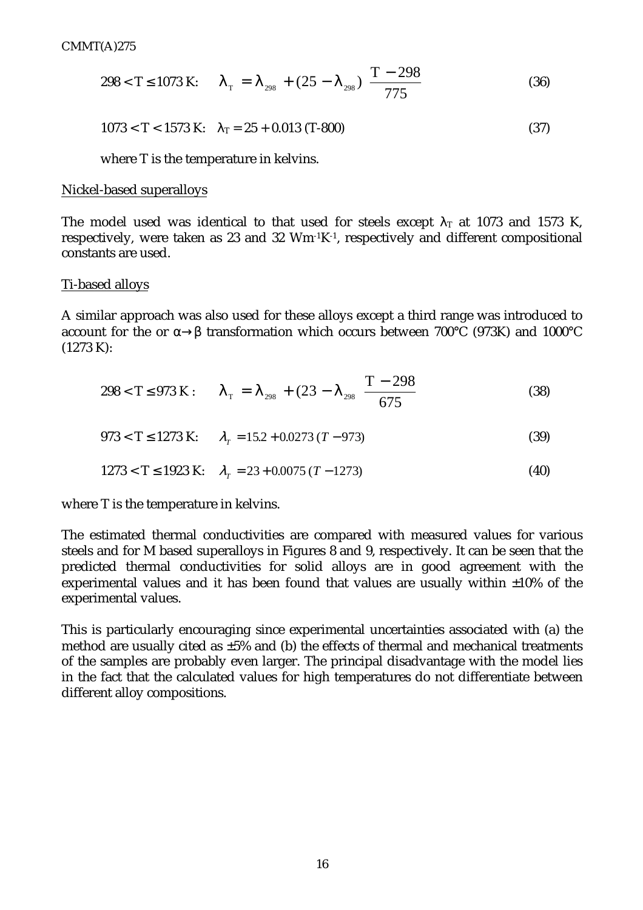$$298 < T \leq 1073 \text{ K:} \quad \lambda_T = \lambda_{298} + (25 - \lambda_{298}) \left( \frac{T - 298}{775} \right) \tag{36}$$

$$1073 < T < 1573 \text{ K:} \quad \lambda_T = 25 + 0.013\,(T-800) \tag{37}$$

where T is the temperature in kelvins.

Nickel-based superalloys

The model used was identical to that used for steels except $\lambda_T$ at 1073 and 1573 K, respectively, were taken as 23 and 32 $Wm^{-1}K^{-1}$, respectively and different compositional constants are used.

Ti-based alloys

A similar approach was also used for these alloys except a third range was introduced to account for the or $\alpha \rightarrow \beta$ transformation which occurs between 700°C (973K) and 1000°C (1273 K):

$$298 < T \leq 973 \text{ K:} \quad \lambda_T = \lambda_{298} + (23 - \lambda_{298} \left( \frac{T - 298}{675} \right) \tag{38}$$

$$973 < T \leq 1273 \text{ K:} \quad \lambda_T = 15.2 + 0.0273\,(T - 973) \tag{39}$$

$$1273 < T \leq 1923 \text{ K:} \quad \lambda_T = 23 + 0.0075\,(T - 1273) \tag{40}$$

where T is the temperature in kelvins.

The estimated thermal conductivities are compared with measured values for various steels and for M based superalloys in Figures 8 and 9, respectively. It can be seen that the predicted thermal conductivities for solid alloys are in good agreement with the experimental values and it has been found that values are usually within ±10% of the experimental values.

This is particularly encouraging since experimental uncertainties associated with (a) the method are usually cited as ±5% and (b) the effects of thermal and mechanical treatments of the samples are probably even larger. The principal disadvantage with the model lies in the fact that the calculated values for high temperatures do not differentiate between different alloy compositions.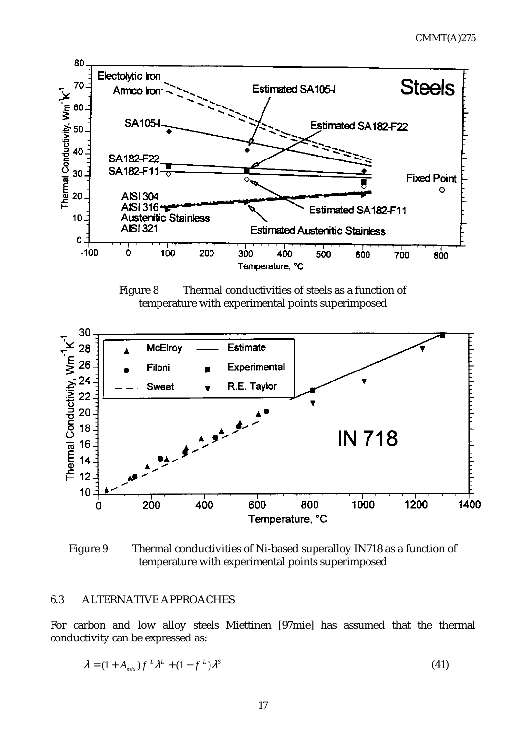Figure 8 Thermal conductivities of steels as a function of temperature with experimental points superimposed

Figure 9 Thermal conductivities of Ni-based superalloy IN718 as a function of temperature with experimental points superimposed

### 6.3 ALTERNATIVE APPROACHES

For carbon and low alloy steels Miettinen [97mie] has assumed that the thermal conductivity can be expressed as:

$$\lambda = (1 + A_{mix}) f^{L} \lambda^{L} + (1 - f^{L}) \lambda^{S} \tag{41}$$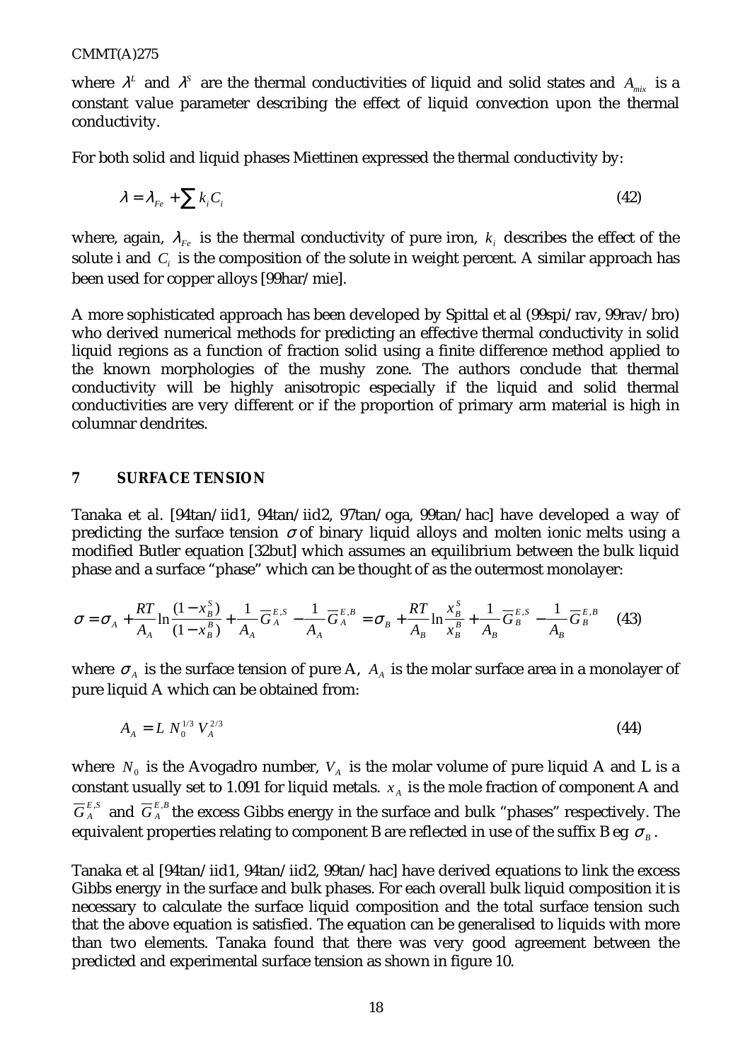where $\lambda^L$ and $\lambda^S$ are the thermal conductivities of liquid and solid states and $A_{mix}$ is a constant value parameter describing the effect of liquid convection upon the thermal conductivity.

For both solid and liquid phases Miettinen expressed the thermal conductivity by:

$$\lambda = \lambda_{Fe} + \sum k_i C_i \tag{42}$$

where, again, $\lambda_{Fe}$ is the thermal conductivity of pure iron, $k_i$ describes the effect of the solute i and $C_i$ is the composition of the solute in weight percent. A similar approach has been used for copper alloys [99har/mie].

A more sophisticated approach has been developed by Spittal et al (99spi/rav, 99rav/bro) who derived numerical methods for predicting an effective thermal conductivity in solid liquid regions as a function of fraction solid using a finite difference method applied to the known morphologies of the mushy zone. The authors conclude that thermal conductivity will be highly anisotropic especially if the liquid and solid thermal conductivities are very different or if the proportion of primary arm material is high in columnar dendrites.

## 7 SURFACE TENSION

Tanaka et al. [94tan/iid1, 94tan/iid2, 97tan/oga, 99tan/hac] have developed a way of predicting the surface tension $\sigma$ of binary liquid alloys and molten ionic melts using a modified Butler equation [32but] which assumes an equilibrium between the bulk liquid phase and a surface "phase" which can be thought of as the outermost monolayer:

$$\sigma = \sigma_A + \frac{RT}{A_A}\ln\frac{(1-x_B^S)}{(1-x_B^B)} + \frac{1}{A_A}\overline{G}_A^{E,S} - \frac{1}{A_A}\overline{G}_A^{E,B} = \sigma_B + \frac{RT}{A_B}\ln\frac{x_B^S}{x_B^B} + \frac{1}{A_B}\overline{G}_B^{E,S} - \frac{1}{A_B}\overline{G}_B^{E,B} \tag{43}$$

where $\sigma_A$ is the surface tension of pure A, $A_A$ is the molar surface area in a monolayer of pure liquid A which can be obtained from:

$$A_A = L\ N_0^{1/3}\ V_A^{2/3} \tag{44}$$

where $N_0$ is the Avogadro number, $V_A$ is the molar volume of pure liquid A and L is a constant usually set to 1.091 for liquid metals. $x_A$ is the mole fraction of component A and $\overline{G}_A^{E,S}$ and $\overline{G}_A^{E,B}$ the excess Gibbs energy in the surface and bulk "phases" respectively. The equivalent properties relating to component B are reflected in use of the suffix B eg $\sigma_B$.

Tanaka et al [94tan/iid1, 94tan/iid2, 99tan/hac] have derived equations to link the excess Gibbs energy in the surface and bulk phases. For each overall bulk liquid composition it is necessary to calculate the surface liquid composition and the total surface tension such that the above equation is satisfied. The equation can be generalised to liquids with more than two elements. Tanaka found that there was very good agreement between the predicted and experimental surface tension as shown in figure 10.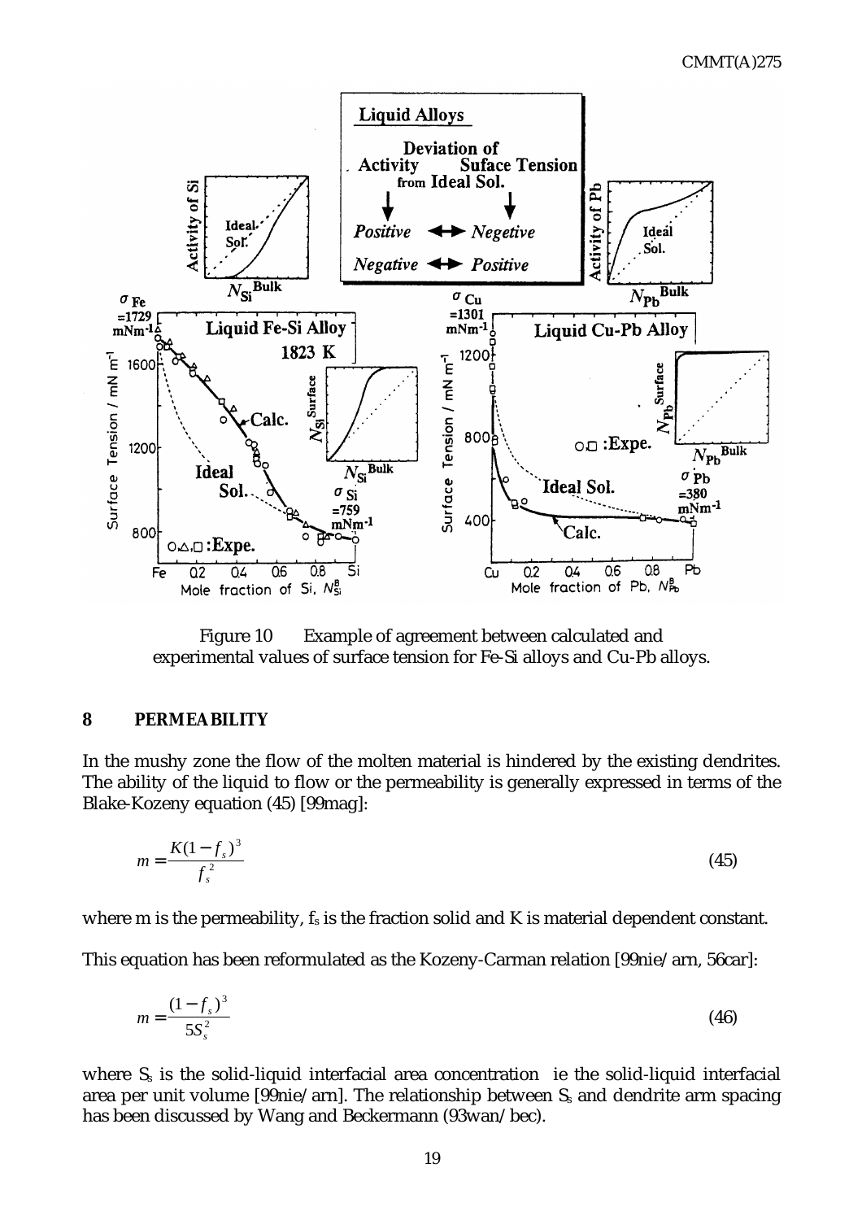Figure 10 Example of agreement between calculated and experimental values of surface tension for Fe-Si alloys and Cu-Pb alloys.

## 8 PERMEABILITY

In the mushy zone the flow of the molten material is hindered by the existing dendrites. The ability of the liquid to flow or the permeability is generally expressed in terms of the Blake-Kozeny equation (45) [99mag]:

$$m = \frac{K(1 - f_s)^3}{f_s^2} \tag{45}$$

where m is the permeability, $f_s$ is the fraction solid and K is material dependent constant.

This equation has been reformulated as the Kozeny-Carman relation [99nie/arn, 56car]:

$$m = \frac{(1 - f_s)^3}{5S_s^2} \tag{46}$$

where $S_s$ is the solid-liquid interfacial area concentration ie the solid-liquid interfacial area per unit volume [99nie/arn]. The relationship between $S_s$ and dendrite arm spacing has been discussed by Wang and Beckermann (93wan/bec).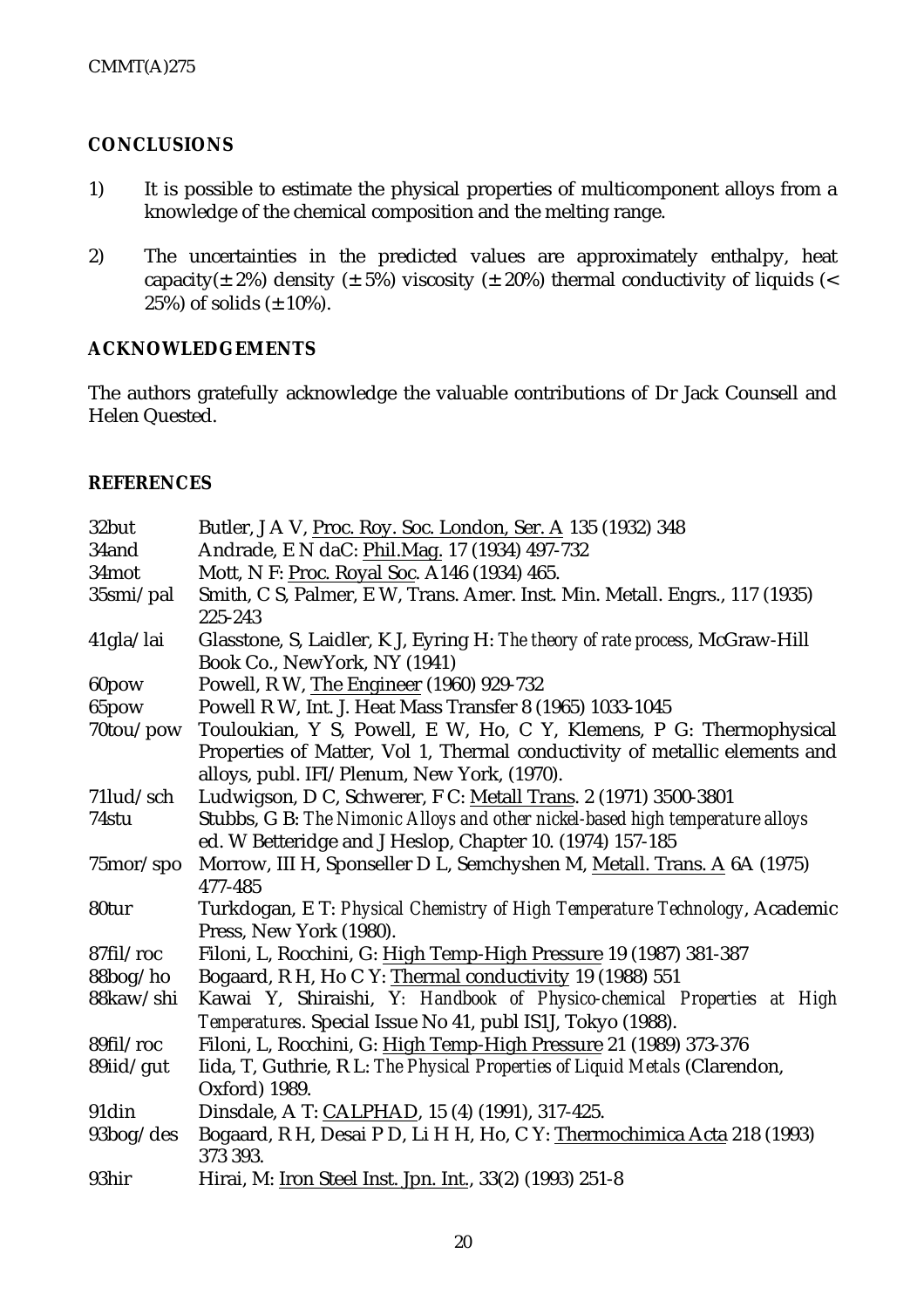## CONCLUSIONS

1) It is possible to estimate the physical properties of multicomponent alloys from a knowledge of the chemical composition and the melting range.

2) The uncertainties in the predicted values are approximately enthalpy, heat capacity($\pm$ 2%) density ($\pm$ 5%) viscosity ($\pm$ 20%) thermal conductivity of liquids (< 25%) of solids ($\pm$ 10%).

## ACKNOWLEDGEMENTS

The authors gratefully acknowledge the valuable contributions of Dr Jack Counsell and Helen Quested.

## REFERENCES

| | |
|---|---|
| 32but | Butler, J A V, Proc. Roy. Soc. London, Ser. A 135 (1932) 348 |
| 34and | Andrade, E N daC: Phil.Mag. 17 (1934) 497-732 |
| 34mot | Mott, N F: Proc. Royal Soc. A146 (1934) 465. |
| 35smi/pal | Smith, C S, Palmer, E W, Trans. Amer. Inst. Min. Metall. Engrs., 117 (1935) 225-243 |
| 41gla/lai | Glasstone, S, Laidler, K J, Eyring H: *The theory of rate process*, McGraw-Hill Book Co., NewYork, NY (1941) |
| 60pow | Powell, R W, The Engineer (1960) 929-732 |
| 65pow | Powell R W, Int. J. Heat Mass Transfer 8 (1965) 1033-1045 |
| 70tou/pow | Touloukian, Y S, Powell, E W, Ho, C Y, Klemens, P G: Thermophysical Properties of Matter, Vol 1, Thermal conductivity of metallic elements and alloys, publ. IFI/Plenum, New York, (1970). |
| 71lud/sch | Ludwigson, D C, Schwerer, F C: Metall Trans. 2 (1971) 3500-3801 |
| 74stu | Stubbs, G B: *The Nimonic Alloys and other nickel-based high temperature alloys* ed. W Betteridge and J Heslop, Chapter 10. (1974) 157-185 |
| 75mor/spo | Morrow, III H, Sponseller D L, Semchyshen M, Metall. Trans. A 6A (1975) 477-485 |
| 80tur | Turkdogan, E T: *Physical Chemistry of High Temperature Technology*, Academic Press, New York (1980). |
| 87fil/roc | Filoni, L, Rocchini, G: High Temp-High Pressure 19 (1987) 381-387 |
| 88bog/ho | Bogaard, R H, Ho C Y: Thermal conductivity 19 (1988) 551 |
| 88kaw/shi | Kawai Y, Shiraishi, Y: *Handbook of Physico-chemical Properties at High Temperatures*. Special Issue No 41, publ IS1J, Tokyo (1988). |
| 89fil/roc | Filoni, L, Rocchini, G: High Temp-High Pressure 21 (1989) 373-376 |
| 89iid/gut | Iida, T, Guthrie, R L: *The Physical Properties of Liquid Metals* (Clarendon, Oxford) 1989. |
| 91din | Dinsdale, A T: CALPHAD, 15 (4) (1991), 317-425. |
| 93bog/des | Bogaard, R H, Desai P D, Li H H, Ho, C Y: Thermochimica Acta 218 (1993) 373 393. |
| 93hir | Hirai, M: Iron Steel Inst. Jpn. Int., 33(2) (1993) 251-8 |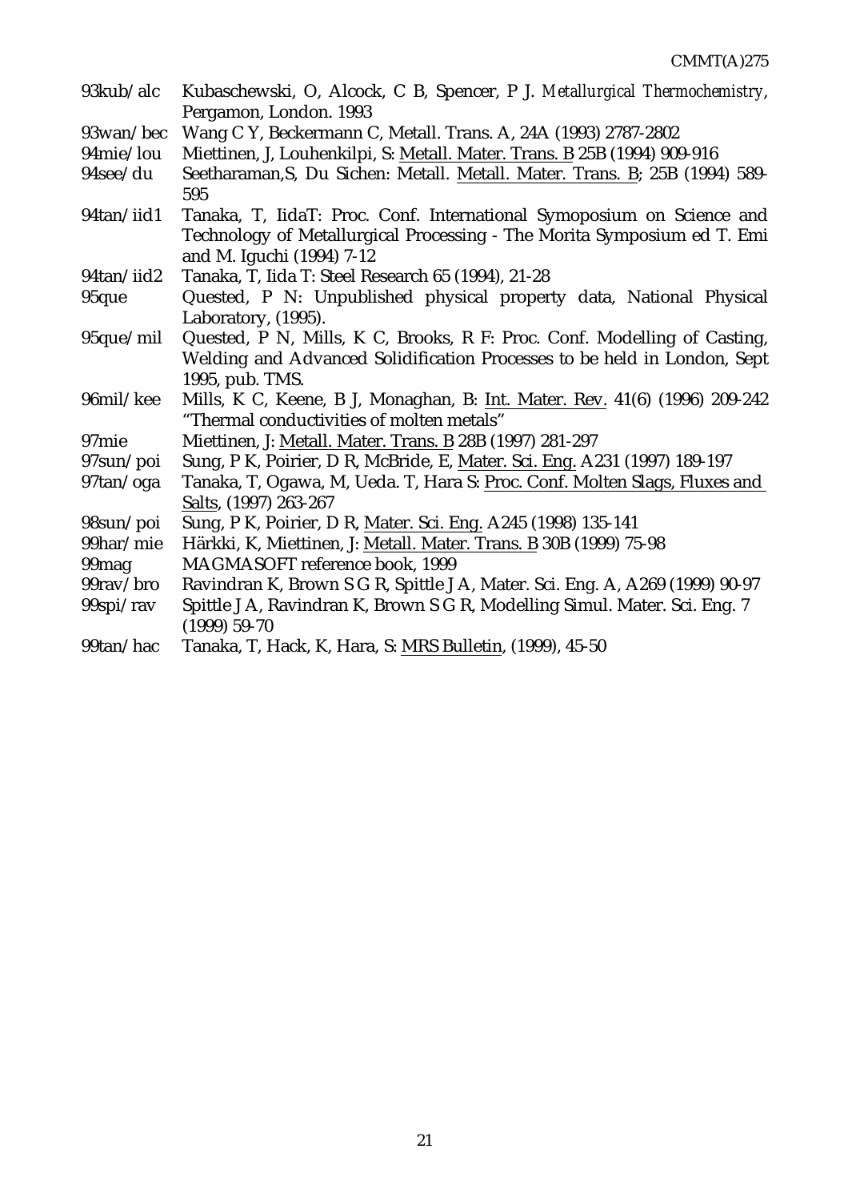93kub/alc Kubaschewski, O, Alcock, C B, Spencer, P J. *Metallurgical Thermochemistry*, Pergamon, London. 1993

93wan/bec Wang C Y, Beckermann C, Metall. Trans. A, 24A (1993) 2787-2802

94mie/lou Miettinen, J, Louhenkilpi, S: Metall. Mater. Trans. B 25B (1994) 909-916

94see/du Seetharaman,S, Du Sichen: Metall. Metall. Mater. Trans. B; 25B (1994) 589-595

94tan/iid1 Tanaka, T, IidaT: Proc. Conf. International Symoposium on Science and Technology of Metallurgical Processing - The Morita Symposium ed T. Emi and M. Iguchi (1994) 7-12

94tan/iid2 Tanaka, T, Iida T: Steel Research 65 (1994), 21-28

95que Quested, P N: Unpublished physical property data, National Physical Laboratory, (1995).

95que/mil Quested, P N, Mills, K C, Brooks, R F: Proc. Conf. Modelling of Casting, Welding and Advanced Solidification Processes to be held in London, Sept 1995, pub. TMS.

96mil/kee Mills, K C, Keene, B J, Monaghan, B: Int. Mater. Rev. 41(6) (1996) 209-242 "Thermal conductivities of molten metals"

97mie Miettinen, J: Metall. Mater. Trans. B 28B (1997) 281-297

97sun/poi Sung, P K, Poirier, D R, McBride, E, Mater. Sci. Eng. A231 (1997) 189-197

97tan/oga Tanaka, T, Ogawa, M, Ueda. T, Hara S: Proc. Conf. Molten Slags, Fluxes and Salts, (1997) 263-267

98sun/poi Sung, P K, Poirier, D R, Mater. Sci. Eng. A245 (1998) 135-141

99har/mie Härkki, K, Miettinen, J: Metall. Mater. Trans. B 30B (1999) 75-98

99mag MAGMASOFT reference book, 1999

99rav/bro Ravindran K, Brown S G R, Spittle J A, Mater. Sci. Eng. A, A269 (1999) 90-97

99spi/rav Spittle J A, Ravindran K, Brown S G R, Modelling Simul. Mater. Sci. Eng. 7 (1999) 59-70

99tan/hac Tanaka, T, Hack, K, Hara, S: MRS Bulletin, (1999), 45-50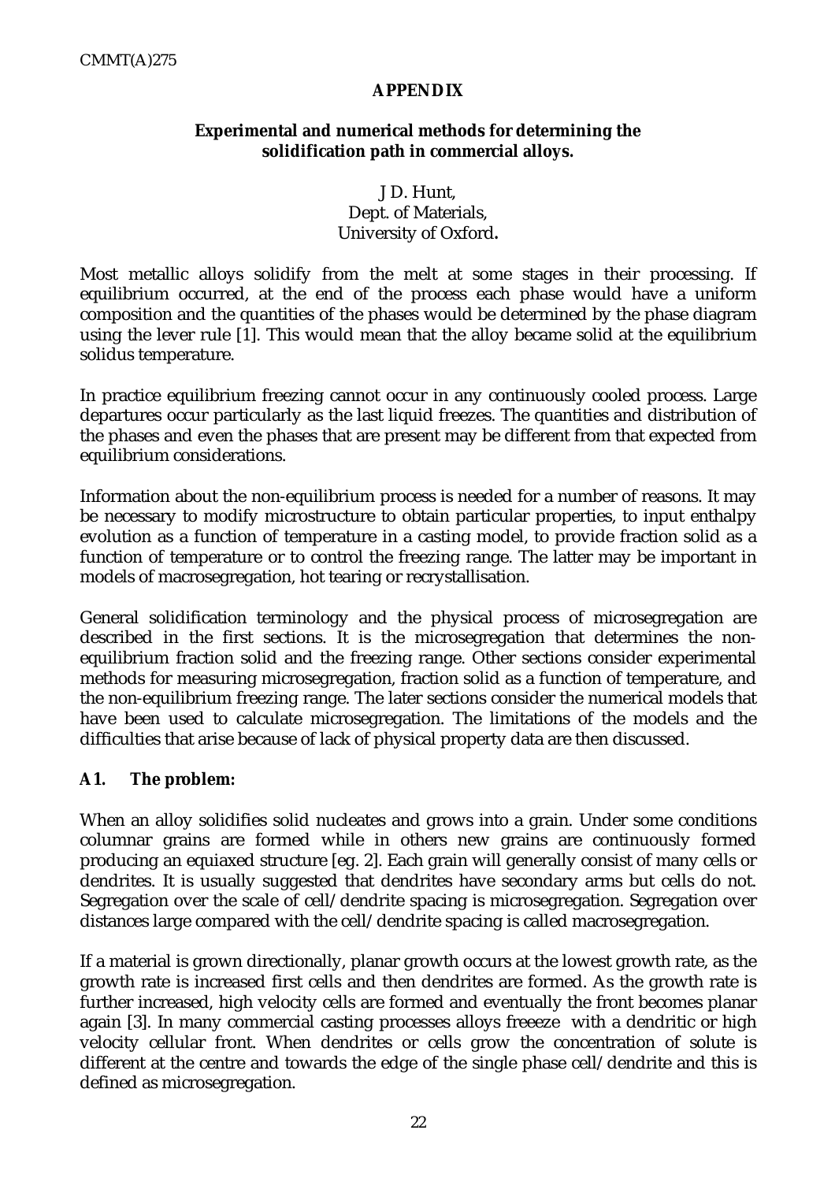# APPENDIX

## Experimental and numerical methods for determining the solidification path in commercial alloys.

J D. Hunt,
Dept. of Materials,
University of Oxford**.**

Most metallic alloys solidify from the melt at some stages in their processing. If equilibrium occurred, at the end of the process each phase would have a uniform composition and the quantities of the phases would be determined by the phase diagram using the lever rule [1]. This would mean that the alloy became solid at the equilibrium solidus temperature.

In practice equilibrium freezing cannot occur in any continuously cooled process. Large departures occur particularly as the last liquid freezes. The quantities and distribution of the phases and even the phases that are present may be different from that expected from equilibrium considerations.

Information about the non-equilibrium process is needed for a number of reasons. It may be necessary to modify microstructure to obtain particular properties, to input enthalpy evolution as a function of temperature in a casting model, to provide fraction solid as a function of temperature or to control the freezing range. The latter may be important in models of macrosegregation, hot tearing or recrystallisation.

General solidification terminology and the physical process of microsegregation are described in the first sections. It is the microsegregation that determines the non-equilibrium fraction solid and the freezing range. Other sections consider experimental methods for measuring microsegregation, fraction solid as a function of temperature, and the non-equilibrium freezing range. The later sections consider the numerical models that have been used to calculate microsegregation. The limitations of the models and the difficulties that arise because of lack of physical property data are then discussed.

### A1. The problem:

When an alloy solidifies solid nucleates and grows into a grain. Under some conditions columnar grains are formed while in others new grains are continuously formed producing an equiaxed structure [eg. 2]. Each grain will generally consist of many cells or dendrites. It is usually suggested that dendrites have secondary arms but cells do not. Segregation over the scale of cell/dendrite spacing is microsegregation. Segregation over distances large compared with the cell/dendrite spacing is called macrosegregation.

If a material is grown directionally, planar growth occurs at the lowest growth rate, as the growth rate is increased first cells and then dendrites are formed. As the growth rate is further increased, high velocity cells are formed and eventually the front becomes planar again [3]. In many commercial casting processes alloys freeeze with a dendritic or high velocity cellular front. When dendrites or cells grow the concentration of solute is different at the centre and towards the edge of the single phase cell/dendrite and this is defined as microsegregation.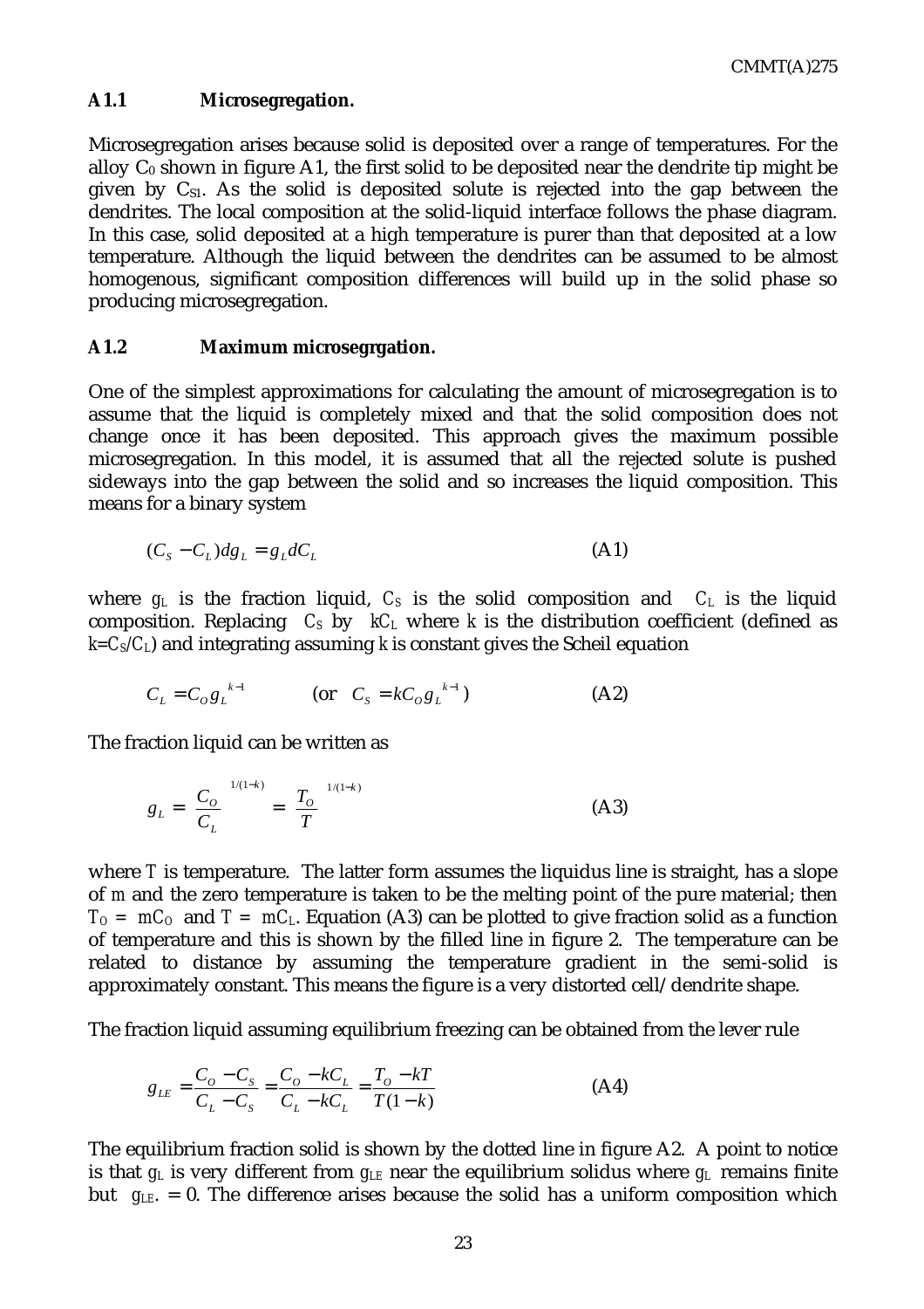### A1.1 Microsegregation.

Microsegregation arises because solid is deposited over a range of temperatures. For the alloy $C_0$ shown in figure A1, the first solid to be deposited near the dendrite tip might be given by $C_{S1}$. As the solid is deposited solute is rejected into the gap between the dendrites. The local composition at the solid-liquid interface follows the phase diagram. In this case, solid deposited at a high temperature is purer than that deposited at a low temperature. Although the liquid between the dendrites can be assumed to be almost homogenous, significant composition differences will build up in the solid phase so producing microsegregation.

### A1.2 Maximum microsegrgation.

One of the simplest approximations for calculating the amount of microsegregation is to assume that the liquid is completely mixed and that the solid composition does not change once it has been deposited. This approach gives the maximum possible microsegregation. In this model, it is assumed that all the rejected solute is pushed sideways into the gap between the solid and so increases the liquid composition. This means for a binary system

$$(C_S - C_L)dg_L = g_L dC_L \tag{A1}$$

where $g_L$ is the fraction liquid, $C_S$ is the solid composition and $C_L$ is the liquid composition. Replacing $C_S$ by $kC_L$ where $k$ is the distribution coefficient (defined as $k=C_S/C_L$) and integrating assuming $k$ is constant gives the Scheil equation

$$C_L = C_O g_L^{\;k-1} \qquad \text{(or } \; C_S = kC_O g_L^{\;k-1}\text{)} \tag{A2}$$

The fraction liquid can be written as

$$g_L = \left(\frac{C_O}{C_L}\right)^{1/(1-k)} = \left(\frac{T_O}{T}\right)^{1/(1-k)} \tag{A3}$$

where $T$ is temperature. The latter form assumes the liquidus line is straight, has a slope of $m$ and the zero temperature is taken to be the melting point of the pure material; then $T_O = mC_O$ and $T = mC_L$. Equation (A3) can be plotted to give fraction solid as a function of temperature and this is shown by the filled line in figure 2. The temperature can be related to distance by assuming the temperature gradient in the semi-solid is approximately constant. This means the figure is a very distorted cell/dendrite shape.

The fraction liquid assuming equilibrium freezing can be obtained from the lever rule

$$g_{LE} = \frac{C_O - C_S}{C_L - C_S} = \frac{C_O - kC_L}{C_L - kC_L} = \frac{T_O - kT}{T(1-k)} \tag{A4}$$

The equilibrium fraction solid is shown by the dotted line in figure A2. A point to notice is that $g_L$ is very different from $g_{LE}$ near the equilibrium solidus where $g_L$ remains finite but $g_{LE}. = 0$. The difference arises because the solid has a uniform composition which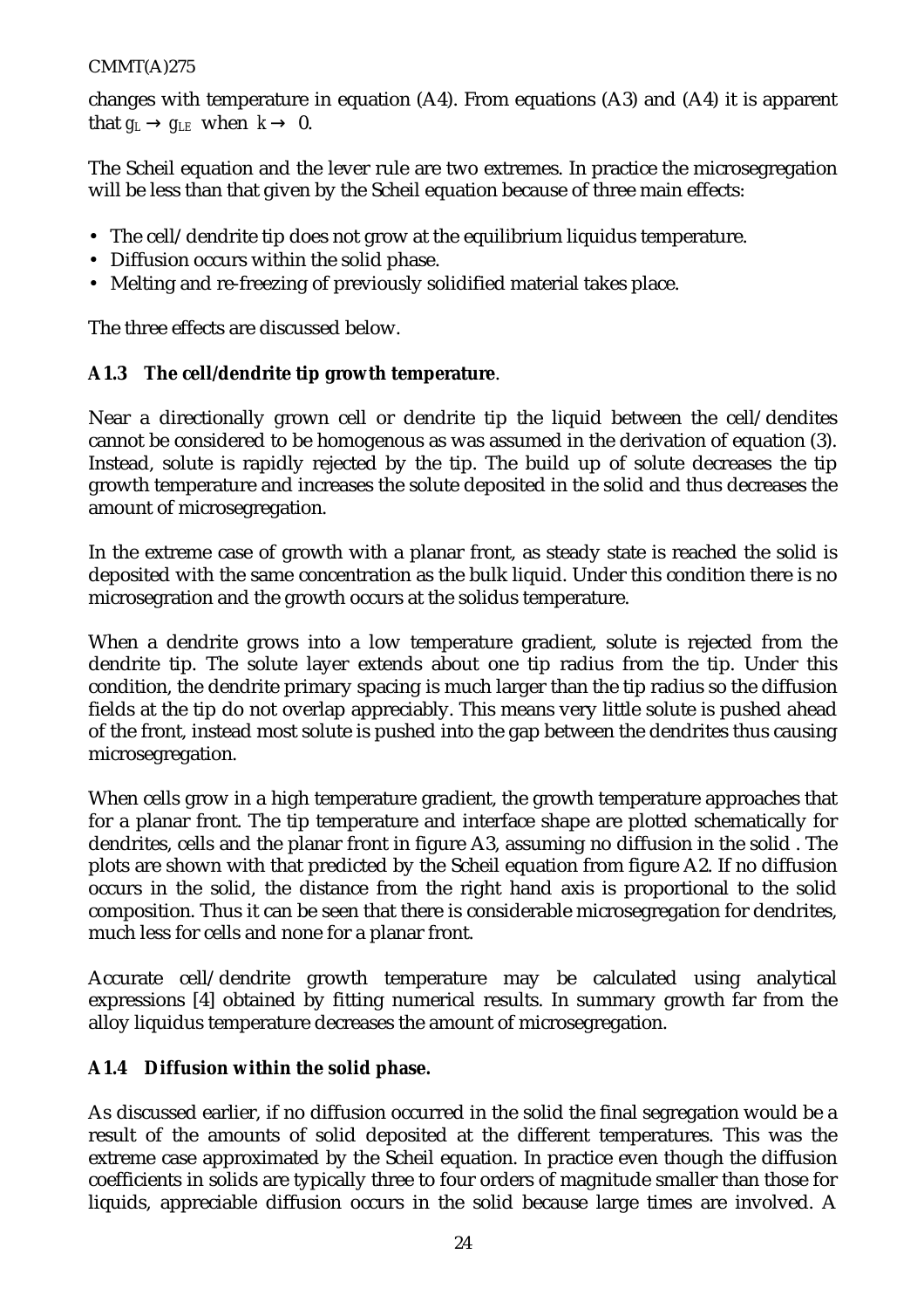changes with temperature in equation (A4). From equations (A3) and (A4) it is apparent that $g_L \rightarrow g_{LE}$ when $k \rightarrow 0$.

The Scheil equation and the lever rule are two extremes. In practice the microsegregation will be less than that given by the Scheil equation because of three main effects:

- The cell/dendrite tip does not grow at the equilibrium liquidus temperature.
- Diffusion occurs within the solid phase.
- Melting and re-freezing of previously solidified material takes place.

The three effects are discussed below.

### A1.3 The cell/dendrite tip growth temperature.

Near a directionally grown cell or dendrite tip the liquid between the cell/dendites cannot be considered to be homogenous as was assumed in the derivation of equation (3). Instead, solute is rapidly rejected by the tip. The build up of solute decreases the tip growth temperature and increases the solute deposited in the solid and thus decreases the amount of microsegregation.

In the extreme case of growth with a planar front, as steady state is reached the solid is deposited with the same concentration as the bulk liquid. Under this condition there is no microsegration and the growth occurs at the solidus temperature.

When a dendrite grows into a low temperature gradient, solute is rejected from the dendrite tip. The solute layer extends about one tip radius from the tip. Under this condition, the dendrite primary spacing is much larger than the tip radius so the diffusion fields at the tip do not overlap appreciably. This means very little solute is pushed ahead of the front, instead most solute is pushed into the gap between the dendrites thus causing microsegregation.

When cells grow in a high temperature gradient, the growth temperature approaches that for a planar front. The tip temperature and interface shape are plotted schematically for dendrites, cells and the planar front in figure A3, assuming no diffusion in the solid . The plots are shown with that predicted by the Scheil equation from figure A2. If no diffusion occurs in the solid, the distance from the right hand axis is proportional to the solid composition. Thus it can be seen that there is considerable microsegregation for dendrites, much less for cells and none for a planar front.

Accurate cell/dendrite growth temperature may be calculated using analytical expressions [4] obtained by fitting numerical results. In summary growth far from the alloy liquidus temperature decreases the amount of microsegregation.

### A1.4 Diffusion within the solid phase.

As discussed earlier, if no diffusion occurred in the solid the final segregation would be a result of the amounts of solid deposited at the different temperatures. This was the extreme case approximated by the Scheil equation. In practice even though the diffusion coefficients in solids are typically three to four orders of magnitude smaller than those for liquids, appreciable diffusion occurs in the solid because large times are involved. A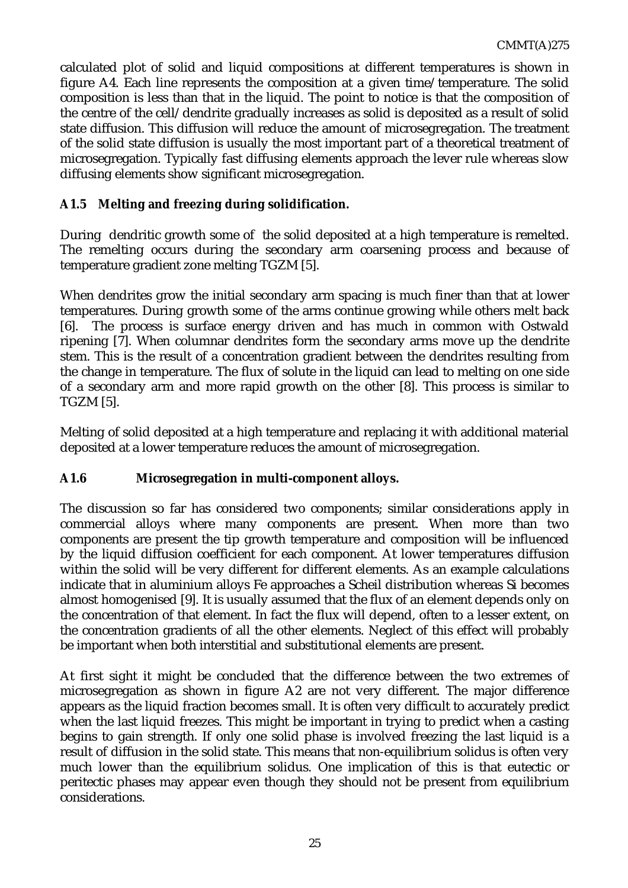calculated plot of solid and liquid compositions at different temperatures is shown in figure A4. Each line represents the composition at a given time/temperature. The solid composition is less than that in the liquid. The point to notice is that the composition of the centre of the cell/dendrite gradually increases as solid is deposited as a result of solid state diffusion. This diffusion will reduce the amount of microsegregation. The treatment of the solid state diffusion is usually the most important part of a theoretical treatment of microsegregation. Typically fast diffusing elements approach the lever rule whereas slow diffusing elements show significant microsegregation.

### A1.5 Melting and freezing during solidification.

During dendritic growth some of the solid deposited at a high temperature is remelted. The remelting occurs during the secondary arm coarsening process and because of temperature gradient zone melting TGZM [5].

When dendrites grow the initial secondary arm spacing is much finer than that at lower temperatures. During growth some of the arms continue growing while others melt back [6]. The process is surface energy driven and has much in common with Ostwald ripening [7]. When columnar dendrites form the secondary arms move up the dendrite stem. This is the result of a concentration gradient between the dendrites resulting from the change in temperature. The flux of solute in the liquid can lead to melting on one side of a secondary arm and more rapid growth on the other [8]. This process is similar to TGZM [5].

Melting of solid deposited at a high temperature and replacing it with additional material deposited at a lower temperature reduces the amount of microsegregation.

### A1.6 Microsegregation in multi-component alloys.

The discussion so far has considered two components; similar considerations apply in commercial alloys where many components are present. When more than two components are present the tip growth temperature and composition will be influenced by the liquid diffusion coefficient for each component. At lower temperatures diffusion within the solid will be very different for different elements. As an example calculations indicate that in aluminium alloys Fe approaches a Scheil distribution whereas Si becomes almost homogenised [9]. It is usually assumed that the flux of an element depends only on the concentration of that element. In fact the flux will depend, often to a lesser extent, on the concentration gradients of all the other elements. Neglect of this effect will probably be important when both interstitial and substitutional elements are present.

At first sight it might be concluded that the difference between the two extremes of microsegregation as shown in figure A2 are not very different. The major difference appears as the liquid fraction becomes small. It is often very difficult to accurately predict when the last liquid freezes. This might be important in trying to predict when a casting begins to gain strength. If only one solid phase is involved freezing the last liquid is a result of diffusion in the solid state. This means that non-equilibrium solidus is often very much lower than the equilibrium solidus. One implication of this is that eutectic or peritectic phases may appear even though they should not be present from equilibrium considerations.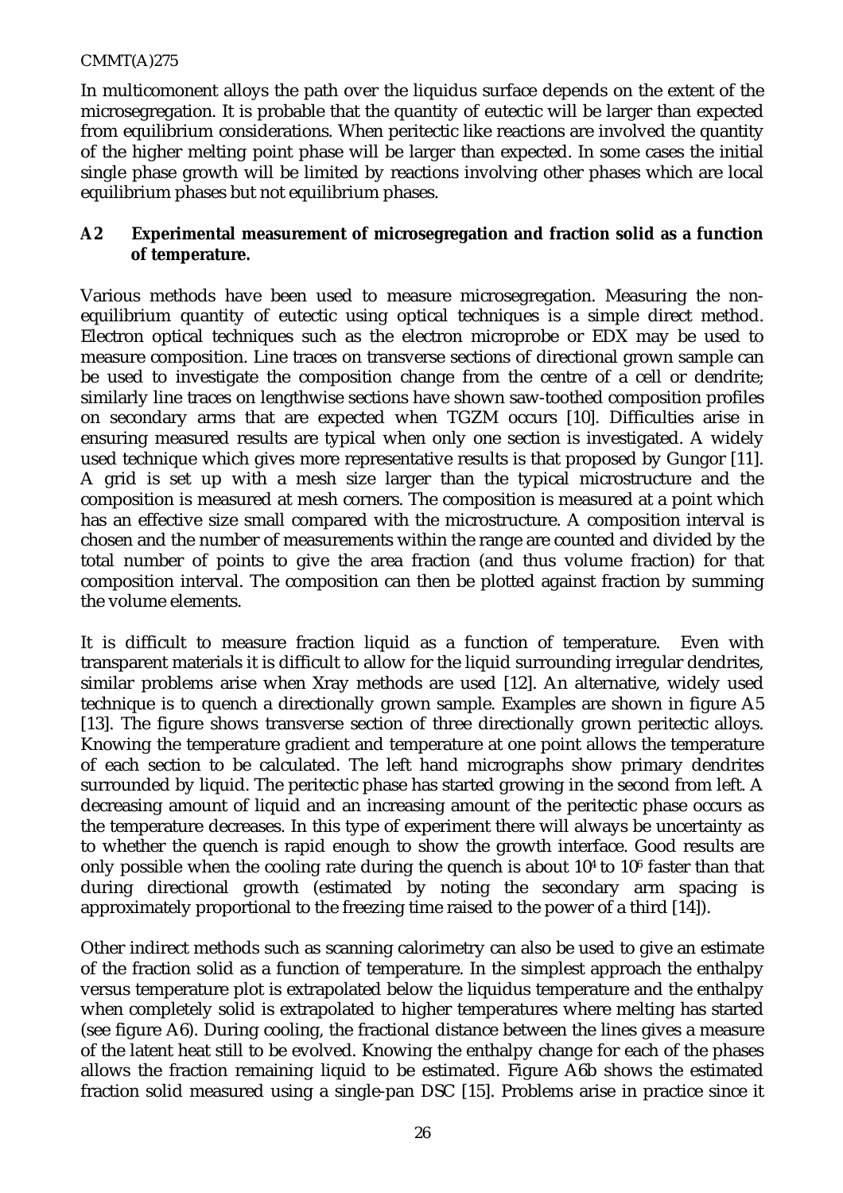In multicomonent alloys the path over the liquidus surface depends on the extent of the microsegregation. It is probable that the quantity of eutectic will be larger than expected from equilibrium considerations. When peritectic like reactions are involved the quantity of the higher melting point phase will be larger than expected. In some cases the initial single phase growth will be limited by reactions involving other phases which are local equilibrium phases but not equilibrium phases.

## A2 Experimental measurement of microsegregation and fraction solid as a function of temperature.

Various methods have been used to measure microsegregation. Measuring the non-equilibrium quantity of eutectic using optical techniques is a simple direct method. Electron optical techniques such as the electron microprobe or EDX may be used to measure composition. Line traces on transverse sections of directional grown sample can be used to investigate the composition change from the centre of a cell or dendrite; similarly line traces on lengthwise sections have shown saw-toothed composition profiles on secondary arms that are expected when TGZM occurs [10]. Difficulties arise in ensuring measured results are typical when only one section is investigated. A widely used technique which gives more representative results is that proposed by Gungor [11]. A grid is set up with a mesh size larger than the typical microstructure and the composition is measured at mesh corners. The composition is measured at a point which has an effective size small compared with the microstructure. A composition interval is chosen and the number of measurements within the range are counted and divided by the total number of points to give the area fraction (and thus volume fraction) for that composition interval. The composition can then be plotted against fraction by summing the volume elements.

It is difficult to measure fraction liquid as a function of temperature. Even with transparent materials it is difficult to allow for the liquid surrounding irregular dendrites, similar problems arise when Xray methods are used [12]. An alternative, widely used technique is to quench a directionally grown sample. Examples are shown in figure A5 [13]. The figure shows transverse section of three directionally grown peritectic alloys. Knowing the temperature gradient and temperature at one point allows the temperature of each section to be calculated. The left hand micrographs show primary dendrites surrounded by liquid. The peritectic phase has started growing in the second from left. A decreasing amount of liquid and an increasing amount of the peritectic phase occurs as the temperature decreases. In this type of experiment there will always be uncertainty as to whether the quench is rapid enough to show the growth interface. Good results are only possible when the cooling rate during the quench is about $10^4$ to $10^6$ faster than that during directional growth (estimated by noting the secondary arm spacing is approximately proportional to the freezing time raised to the power of a third [14]).

Other indirect methods such as scanning calorimetry can also be used to give an estimate of the fraction solid as a function of temperature. In the simplest approach the enthalpy versus temperature plot is extrapolated below the liquidus temperature and the enthalpy when completely solid is extrapolated to higher temperatures where melting has started (see figure A6). During cooling, the fractional distance between the lines gives a measure of the latent heat still to be evolved. Knowing the enthalpy change for each of the phases allows the fraction remaining liquid to be estimated. Figure A6b shows the estimated fraction solid measured using a single-pan DSC [15]. Problems arise in practice since it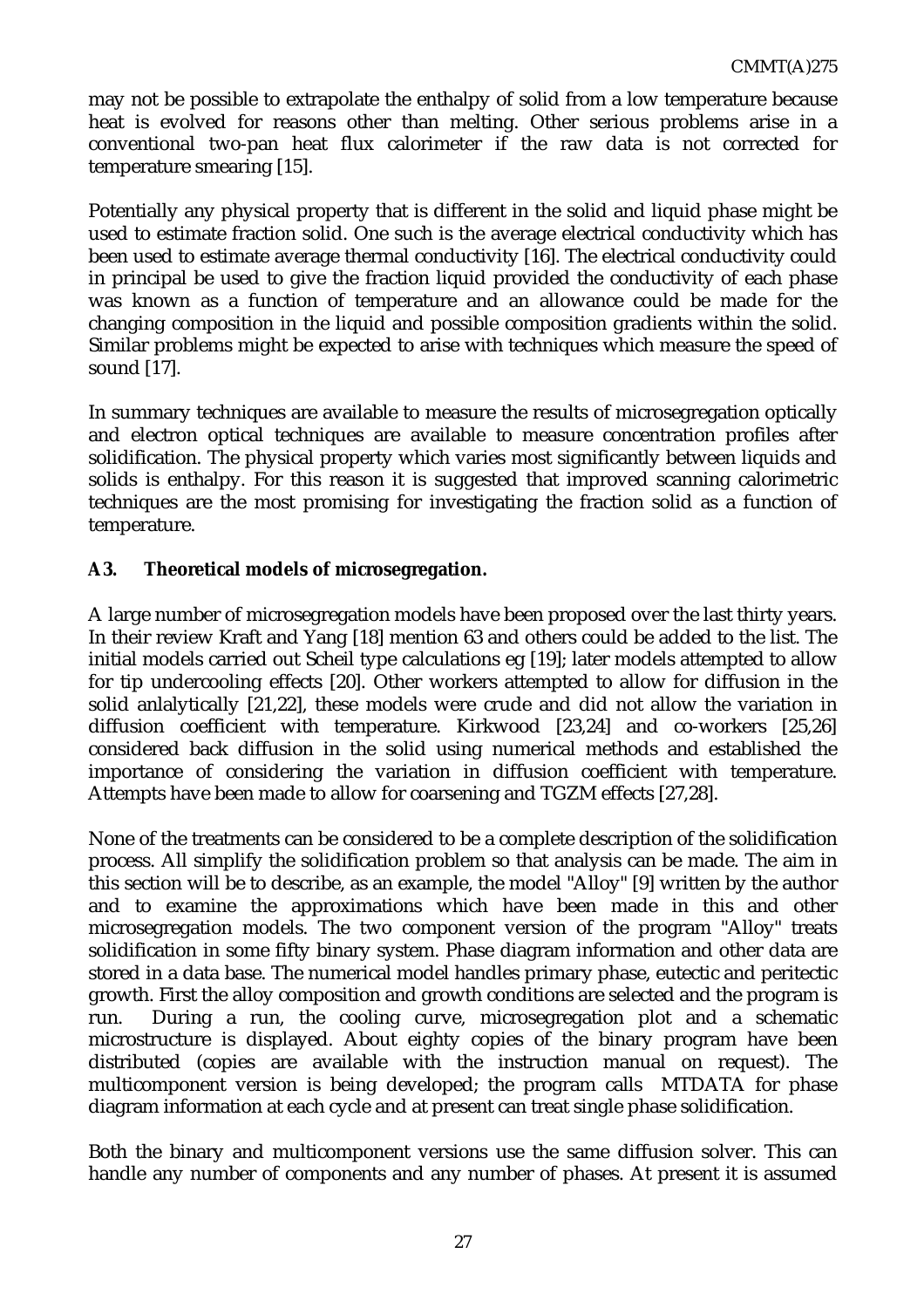may not be possible to extrapolate the enthalpy of solid from a low temperature because heat is evolved for reasons other than melting. Other serious problems arise in a conventional two-pan heat flux calorimeter if the raw data is not corrected for temperature smearing [15].

Potentially any physical property that is different in the solid and liquid phase might be used to estimate fraction solid. One such is the average electrical conductivity which has been used to estimate average thermal conductivity [16]. The electrical conductivity could in principal be used to give the fraction liquid provided the conductivity of each phase was known as a function of temperature and an allowance could be made for the changing composition in the liquid and possible composition gradients within the solid. Similar problems might be expected to arise with techniques which measure the speed of sound [17].

In summary techniques are available to measure the results of microsegregation optically and electron optical techniques are available to measure concentration profiles after solidification. The physical property which varies most significantly between liquids and solids is enthalpy. For this reason it is suggested that improved scanning calorimetric techniques are the most promising for investigating the fraction solid as a function of temperature.

### A3. Theoretical models of microsegregation.

A large number of microsegregation models have been proposed over the last thirty years. In their review Kraft and Yang [18] mention 63 and others could be added to the list. The initial models carried out Scheil type calculations eg [19]; later models attempted to allow for tip undercooling effects [20]. Other workers attempted to allow for diffusion in the solid anlalytically [21,22], these models were crude and did not allow the variation in diffusion coefficient with temperature. Kirkwood [23,24] and co-workers [25,26] considered back diffusion in the solid using numerical methods and established the importance of considering the variation in diffusion coefficient with temperature. Attempts have been made to allow for coarsening and TGZM effects [27,28].

None of the treatments can be considered to be a complete description of the solidification process. All simplify the solidification problem so that analysis can be made. The aim in this section will be to describe, as an example, the model "Alloy" [9] written by the author and to examine the approximations which have been made in this and other microsegregation models. The two component version of the program "Alloy" treats solidification in some fifty binary system. Phase diagram information and other data are stored in a data base. The numerical model handles primary phase, eutectic and peritectic growth. First the alloy composition and growth conditions are selected and the program is run. During a run, the cooling curve, microsegregation plot and a schematic microstructure is displayed. About eighty copies of the binary program have been distributed (copies are available with the instruction manual on request). The multicomponent version is being developed; the program calls MTDATA for phase diagram information at each cycle and at present can treat single phase solidification.

Both the binary and multicomponent versions use the same diffusion solver. This can handle any number of components and any number of phases. At present it is assumed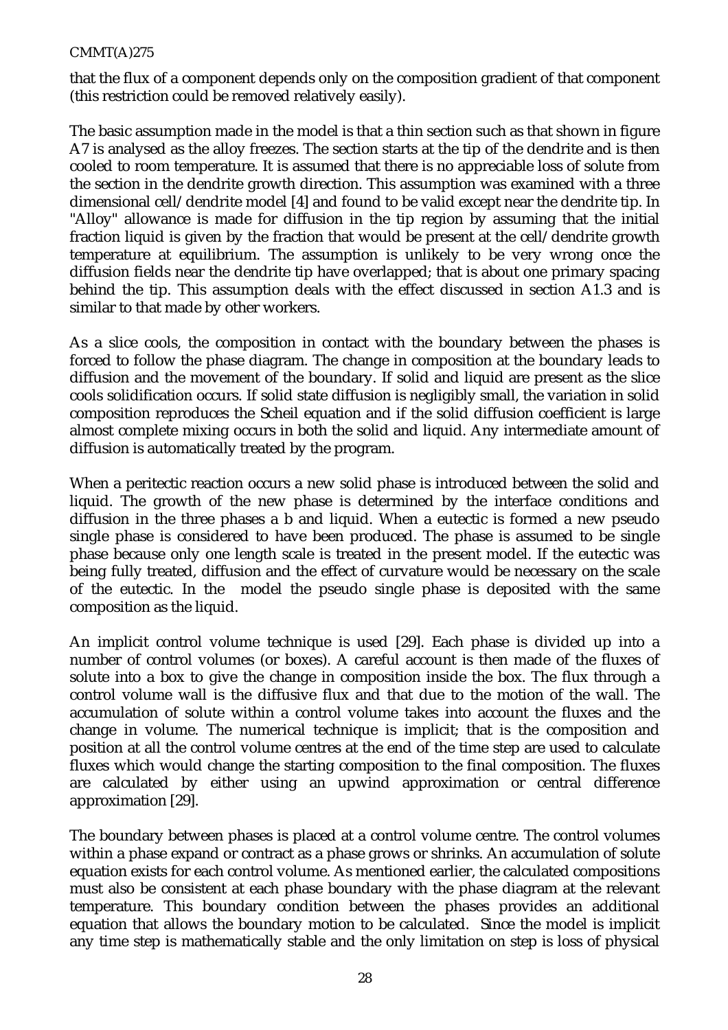that the flux of a component depends only on the composition gradient of that component (this restriction could be removed relatively easily).

The basic assumption made in the model is that a thin section such as that shown in figure A7 is analysed as the alloy freezes. The section starts at the tip of the dendrite and is then cooled to room temperature. It is assumed that there is no appreciable loss of solute from the section in the dendrite growth direction. This assumption was examined with a three dimensional cell/dendrite model [4] and found to be valid except near the dendrite tip. In "Alloy" allowance is made for diffusion in the tip region by assuming that the initial fraction liquid is given by the fraction that would be present at the cell/dendrite growth temperature at equilibrium. The assumption is unlikely to be very wrong once the diffusion fields near the dendrite tip have overlapped; that is about one primary spacing behind the tip. This assumption deals with the effect discussed in section A1.3 and is similar to that made by other workers.

As a slice cools, the composition in contact with the boundary between the phases is forced to follow the phase diagram. The change in composition at the boundary leads to diffusion and the movement of the boundary. If solid and liquid are present as the slice cools solidification occurs. If solid state diffusion is negligibly small, the variation in solid composition reproduces the Scheil equation and if the solid diffusion coefficient is large almost complete mixing occurs in both the solid and liquid. Any intermediate amount of diffusion is automatically treated by the program.

When a peritectic reaction occurs a new solid phase is introduced between the solid and liquid. The growth of the new phase is determined by the interface conditions and diffusion in the three phases a b and liquid. When a eutectic is formed a new pseudo single phase is considered to have been produced. The phase is assumed to be single phase because only one length scale is treated in the present model. If the eutectic was being fully treated, diffusion and the effect of curvature would be necessary on the scale of the eutectic. In the model the pseudo single phase is deposited with the same composition as the liquid.

An implicit control volume technique is used [29]. Each phase is divided up into a number of control volumes (or boxes). A careful account is then made of the fluxes of solute into a box to give the change in composition inside the box. The flux through a control volume wall is the diffusive flux and that due to the motion of the wall. The accumulation of solute within a control volume takes into account the fluxes and the change in volume. The numerical technique is implicit; that is the composition and position at all the control volume centres at the end of the time step are used to calculate fluxes which would change the starting composition to the final composition. The fluxes are calculated by either using an upwind approximation or central difference approximation [29].

The boundary between phases is placed at a control volume centre. The control volumes within a phase expand or contract as a phase grows or shrinks. An accumulation of solute equation exists for each control volume. As mentioned earlier, the calculated compositions must also be consistent at each phase boundary with the phase diagram at the relevant temperature. This boundary condition between the phases provides an additional equation that allows the boundary motion to be calculated. Since the model is implicit any time step is mathematically stable and the only limitation on step is loss of physical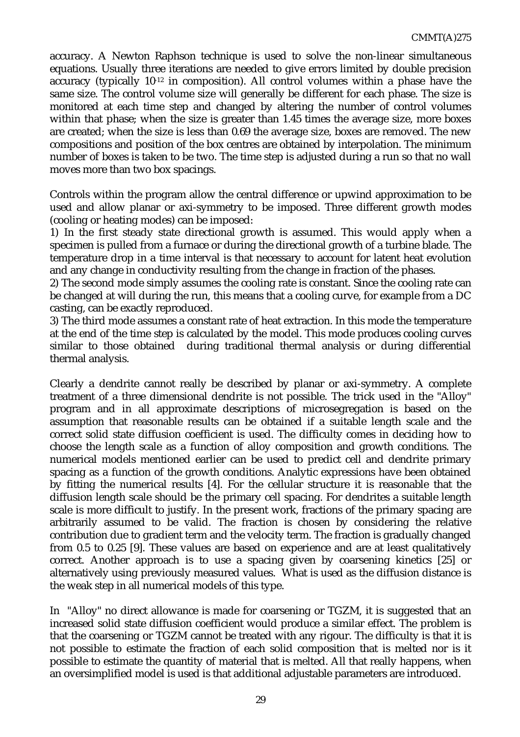accuracy. A Newton Raphson technique is used to solve the non-linear simultaneous equations. Usually three iterations are needed to give errors limited by double precision accuracy (typically $10^{-12}$ in composition). All control volumes within a phase have the same size. The control volume size will generally be different for each phase. The size is monitored at each time step and changed by altering the number of control volumes within that phase; when the size is greater than 1.45 times the average size, more boxes are created; when the size is less than 0.69 the average size, boxes are removed. The new compositions and position of the box centres are obtained by interpolation. The minimum number of boxes is taken to be two. The time step is adjusted during a run so that no wall moves more than two box spacings.

Controls within the program allow the central difference or upwind approximation to be used and allow planar or axi-symmetry to be imposed. Three different growth modes (cooling or heating modes) can be imposed:

1) In the first steady state directional growth is assumed. This would apply when a specimen is pulled from a furnace or during the directional growth of a turbine blade. The temperature drop in a time interval is that necessary to account for latent heat evolution and any change in conductivity resulting from the change in fraction of the phases.

2) The second mode simply assumes the cooling rate is constant. Since the cooling rate can be changed at will during the run, this means that a cooling curve, for example from a DC casting, can be exactly reproduced.

3) The third mode assumes a constant rate of heat extraction. In this mode the temperature at the end of the time step is calculated by the model. This mode produces cooling curves similar to those obtained during traditional thermal analysis or during differential thermal analysis.

Clearly a dendrite cannot really be described by planar or axi-symmetry. A complete treatment of a three dimensional dendrite is not possible. The trick used in the "Alloy" program and in all approximate descriptions of microsegregation is based on the assumption that reasonable results can be obtained if a suitable length scale and the correct solid state diffusion coefficient is used. The difficulty comes in deciding how to choose the length scale as a function of alloy composition and growth conditions. The numerical models mentioned earlier can be used to predict cell and dendrite primary spacing as a function of the growth conditions. Analytic expressions have been obtained by fitting the numerical results [4]. For the cellular structure it is reasonable that the diffusion length scale should be the primary cell spacing. For dendrites a suitable length scale is more difficult to justify. In the present work, fractions of the primary spacing are arbitrarily assumed to be valid. The fraction is chosen by considering the relative contribution due to gradient term and the velocity term. The fraction is gradually changed from 0.5 to 0.25 [9]. These values are based on experience and are at least qualitatively correct. Another approach is to use a spacing given by coarsening kinetics [25] or alternatively using previously measured values. What is used as the diffusion distance is the weak step in all numerical models of this type.

In "Alloy" no direct allowance is made for coarsening or TGZM, it is suggested that an increased solid state diffusion coefficient would produce a similar effect. The problem is that the coarsening or TGZM cannot be treated with any rigour. The difficulty is that it is not possible to estimate the fraction of each solid composition that is melted nor is it possible to estimate the quantity of material that is melted. All that really happens, when an oversimplified model is used is that additional adjustable parameters are introduced.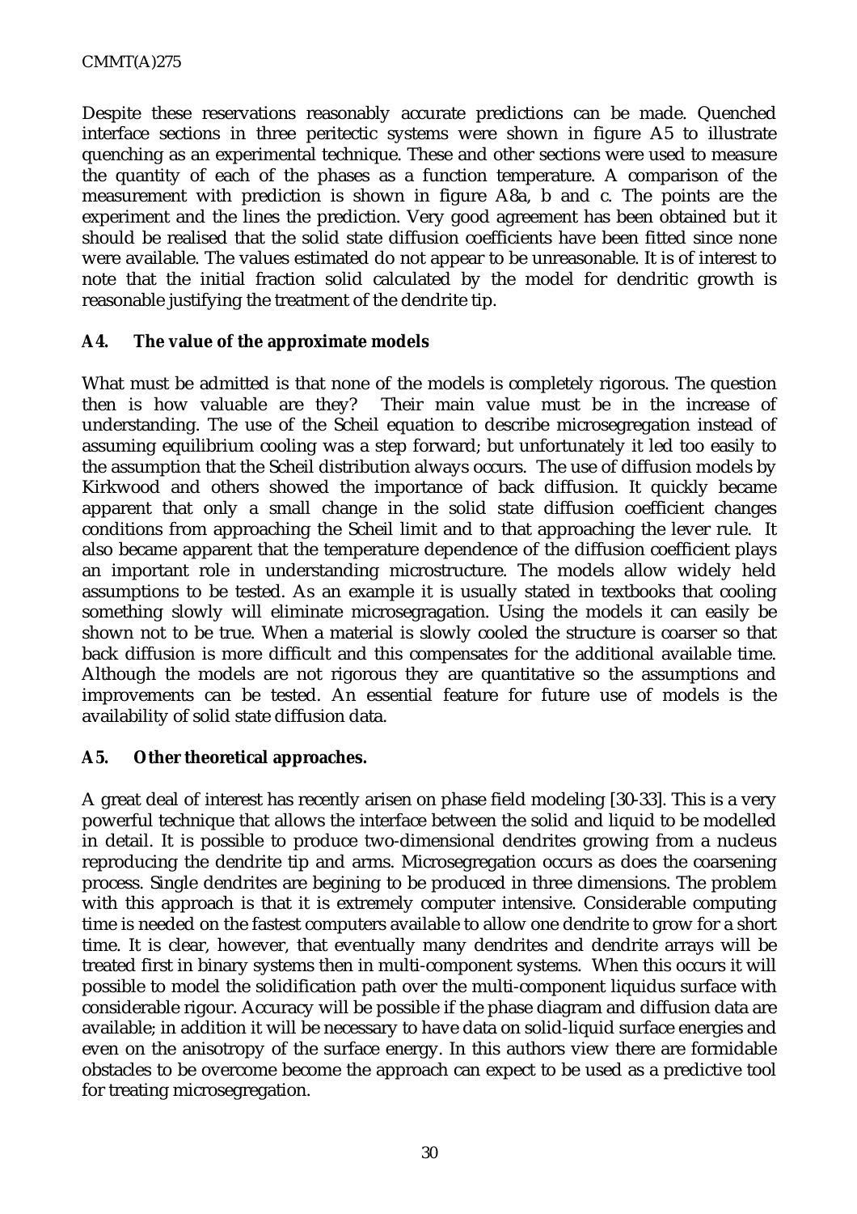Despite these reservations reasonably accurate predictions can be made. Quenched interface sections in three peritectic systems were shown in figure A5 to illustrate quenching as an experimental technique. These and other sections were used to measure the quantity of each of the phases as a function temperature. A comparison of the measurement with prediction is shown in figure A8a, b and c. The points are the experiment and the lines the prediction. Very good agreement has been obtained but it should be realised that the solid state diffusion coefficients have been fitted since none were available. The values estimated do not appear to be unreasonable. It is of interest to note that the initial fraction solid calculated by the model for dendritic growth is reasonable justifying the treatment of the dendrite tip.

## A4. The value of the approximate models

What must be admitted is that none of the models is completely rigorous. The question then is how valuable are they? Their main value must be in the increase of understanding. The use of the Scheil equation to describe microsegregation instead of assuming equilibrium cooling was a step forward; but unfortunately it led too easily to the assumption that the Scheil distribution always occurs. The use of diffusion models by Kirkwood and others showed the importance of back diffusion. It quickly became apparent that only a small change in the solid state diffusion coefficient changes conditions from approaching the Scheil limit and to that approaching the lever rule. It also became apparent that the temperature dependence of the diffusion coefficient plays an important role in understanding microstructure. The models allow widely held assumptions to be tested. As an example it is usually stated in textbooks that cooling something slowly will eliminate microsegragation. Using the models it can easily be shown not to be true. When a material is slowly cooled the structure is coarser so that back diffusion is more difficult and this compensates for the additional available time. Although the models are not rigorous they are quantitative so the assumptions and improvements can be tested. An essential feature for future use of models is the availability of solid state diffusion data.

## A5. Other theoretical approaches.

A great deal of interest has recently arisen on phase field modeling [30-33]. This is a very powerful technique that allows the interface between the solid and liquid to be modelled in detail. It is possible to produce two-dimensional dendrites growing from a nucleus reproducing the dendrite tip and arms. Microsegregation occurs as does the coarsening process. Single dendrites are begining to be produced in three dimensions. The problem with this approach is that it is extremely computer intensive. Considerable computing time is needed on the fastest computers available to allow one dendrite to grow for a short time. It is clear, however, that eventually many dendrites and dendrite arrays will be treated first in binary systems then in multi-component systems. When this occurs it will possible to model the solidification path over the multi-component liquidus surface with considerable rigour. Accuracy will be possible if the phase diagram and diffusion data are available; in addition it will be necessary to have data on solid-liquid surface energies and even on the anisotropy of the surface energy. In this authors view there are formidable obstacles to be overcome become the approach can expect to be used as a predictive tool for treating microsegregation.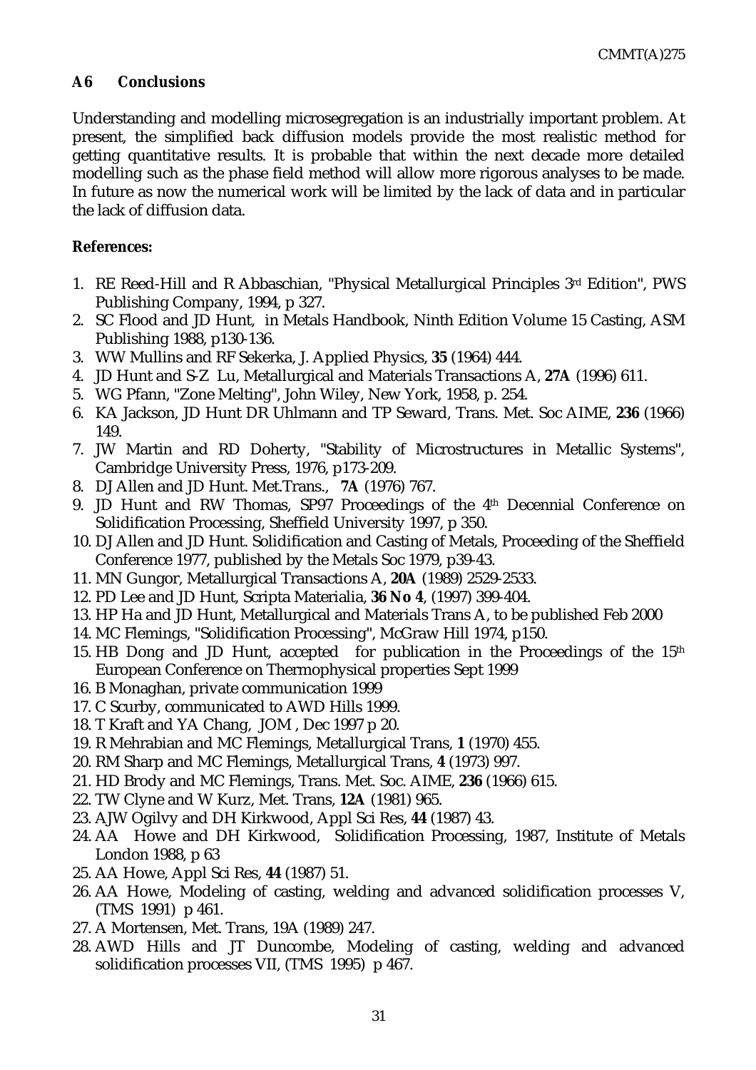## A6 Conclusions

Understanding and modelling microsegregation is an industrially important problem. At present, the simplified back diffusion models provide the most realistic method for getting quantitative results. It is probable that within the next decade more detailed modelling such as the phase field method will allow more rigorous analyses to be made. In future as now the numerical work will be limited by the lack of data and in particular the lack of diffusion data.

**References:**

1. RE Reed-Hill and R Abbaschian, "Physical Metallurgical Principles 3rd Edition", PWS Publishing Company, 1994, p 327.
2. SC Flood and JD Hunt, in Metals Handbook, Ninth Edition Volume 15 Casting, ASM Publishing 1988, p130-136.
3. WW Mullins and RF Sekerka, J. Applied Physics, **35** (1964) 444.
4. JD Hunt and S-Z Lu, Metallurgical and Materials Transactions A, **27A** (1996) 611.
5. WG Pfann, "Zone Melting", John Wiley, New York, 1958, p. 254.
6. KA Jackson, JD Hunt DR Uhlmann and TP Seward, Trans. Met. Soc AIME, **236** (1966) 149.
7. JW Martin and RD Doherty, "Stability of Microstructures in Metallic Systems", Cambridge University Press, 1976, p173-209.
8. DJ Allen and JD Hunt. Met.Trans., **7A** (1976) 767.
9. JD Hunt and RW Thomas, SP97 Proceedings of the 4th Decennial Conference on Solidification Processing, Sheffield University 1997, p 350.
10. DJ Allen and JD Hunt. Solidification and Casting of Metals, Proceeding of the Sheffield Conference 1977, published by the Metals Soc 1979, p39-43.
11. MN Gungor, Metallurgical Transactions A, **20A** (1989) 2529-2533.
12. PD Lee and JD Hunt, Scripta Materialia, **36 No 4**, (1997) 399-404.
13. HP Ha and JD Hunt, Metallurgical and Materials Trans A, to be published Feb 2000
14. MC Flemings, "Solidification Processing", McGraw Hill 1974, p150.
15. HB Dong and JD Hunt, accepted for publication in the Proceedings of the 15th European Conference on Thermophysical properties Sept 1999
16. B Monaghan, private communication 1999
17. C Scurby, communicated to AWD Hills 1999.
18. T Kraft and YA Chang, JOM , Dec 1997 p 20.
19. R Mehrabian and MC Flemings, Metallurgical Trans, **1** (1970) 455.
20. RM Sharp and MC Flemings, Metallurgical Trans, **4** (1973) 997.
21. HD Brody and MC Flemings, Trans. Met. Soc. AIME, **236** (1966) 615.
22. TW Clyne and W Kurz, Met. Trans, **12A** (1981) 965.
23. AJW Ogilvy and DH Kirkwood, Appl Sci Res, **44** (1987) 43.
24. AA Howe and DH Kirkwood, Solidification Processing, 1987, Institute of Metals London 1988, p 63
25. AA Howe, Appl Sci Res, **44** (1987) 51.
26. AA Howe, Modeling of casting, welding and advanced solidification processes V, (TMS 1991) p 461.
27. A Mortensen, Met. Trans, 19A (1989) 247.
28. AWD Hills and JT Duncombe, Modeling of casting, welding and advanced solidification processes VII, (TMS 1995) p 467.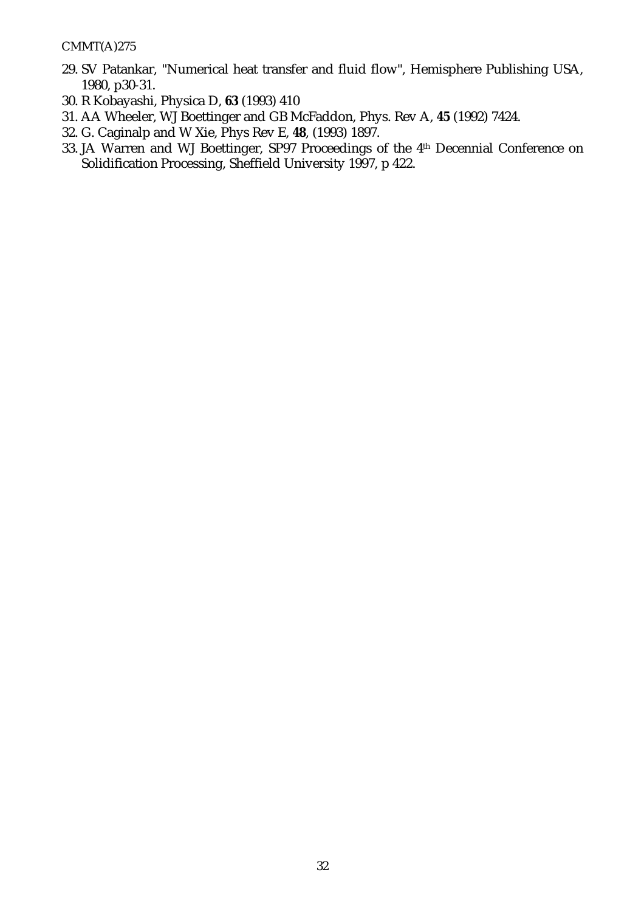29. SV Patankar, "Numerical heat transfer and fluid flow", Hemisphere Publishing USA, 1980, p30-31.
30. R Kobayashi, Physica D, **63** (1993) 410
31. AA Wheeler, WJ Boettinger and GB McFaddon, Phys. Rev A, **45** (1992) 7424.
32. G. Caginalp and W Xie, Phys Rev E, **48**, (1993) 1897.
33. JA Warren and WJ Boettinger, SP97 Proceedings of the $4^{th}$ Decennial Conference on Solidification Processing, Sheffield University 1997, p 422.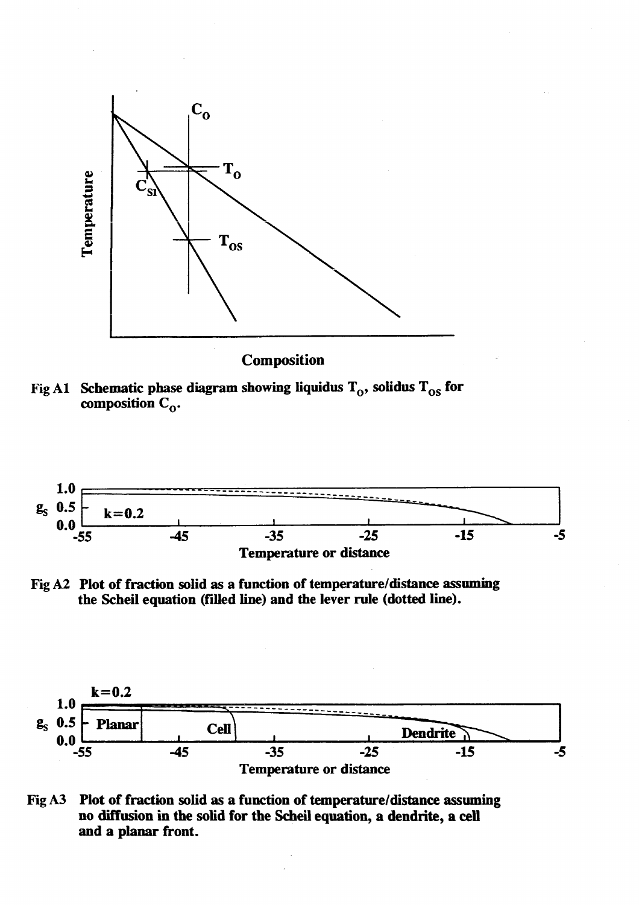Fig A1 Schematic phase diagram showing liquidus $T_O$, solidus $T_{OS}$ for composition $C_O$.

Fig A2 Plot of fraction solid as a function of temperature/distance assuming the Scheil equation (filled line) and the lever rule (dotted line).

Fig A3 Plot of fraction solid as a function of temperature/distance assuming no diffusion in the solid for the Scheil equation, a dendrite, a cell and a planar front.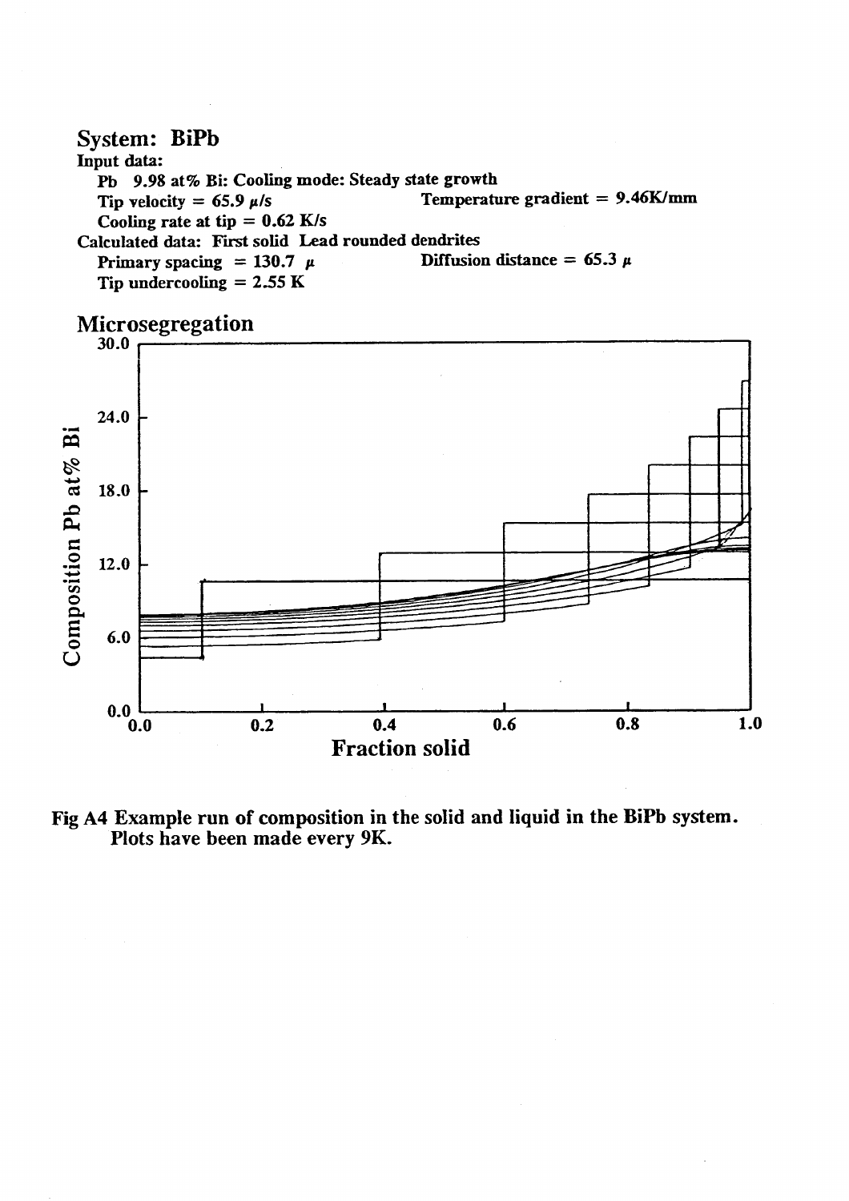## System: BiPb

**Input data:**

Pb 9.98 at% Bi: Cooling mode: Steady state growth

Tip velocity = 65.9 μ/s  Temperature gradient = 9.46K/mm

Cooling rate at tip = 0.62 K/s

**Calculated data:** First solid Lead rounded dendrites

Primary spacing = 130.7 μ  Diffusion distance = 65.3 μ

Tip undercooling = 2.55 K

## Microsegregation

**Fig A4 Example run of composition in the solid and liquid in the BiPb system. Plots have been made every 9K.**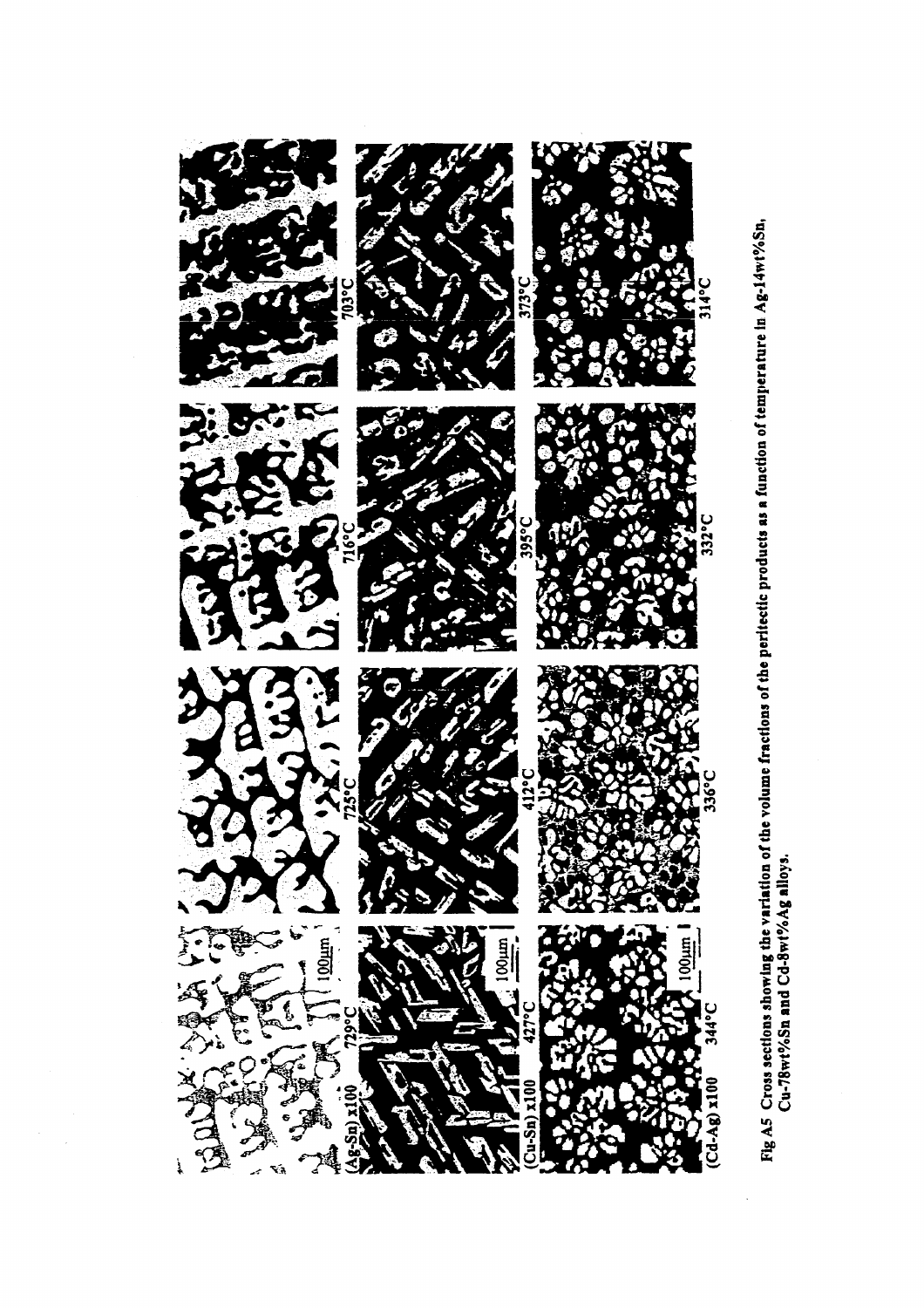Fig A5 Cross sections showing the variation of the volume fractions of the peritectic products as a function of temperature in Ag-14wt%Sn, Cu-78wt%Sn and Cd-8wt%Ag alloys.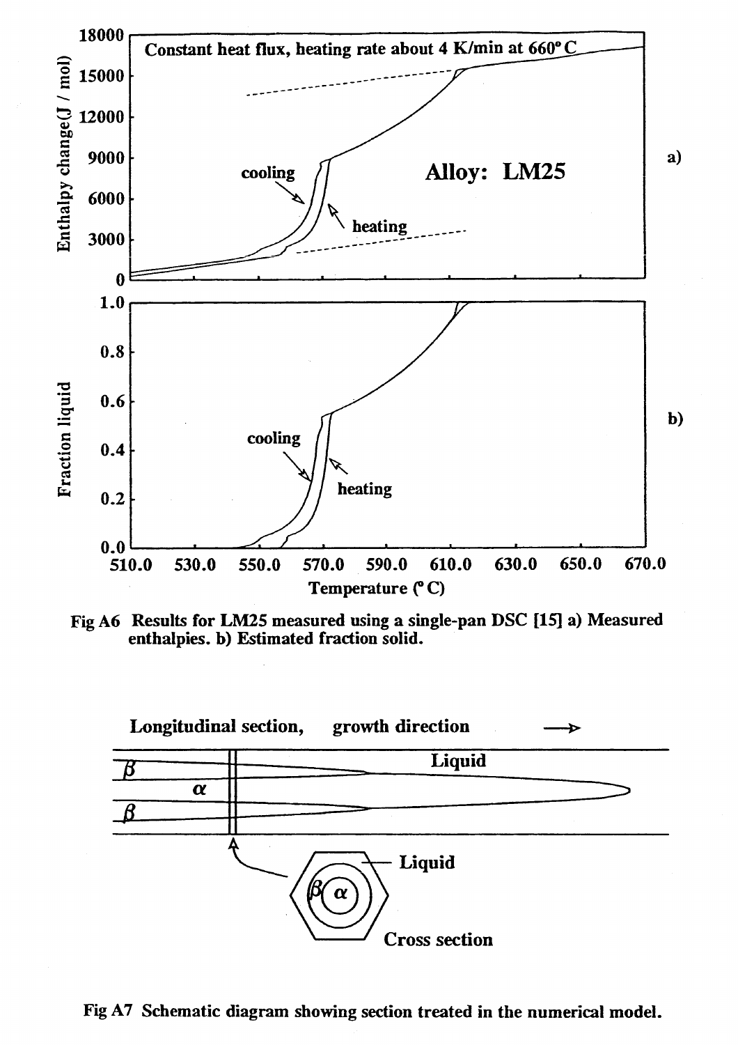Fig A6 Results for LM25 measured using a single-pan DSC [15] a) Measured enthalpies. b) Estimated fraction solid.

Fig A7 Schematic diagram showing section treated in the numerical model.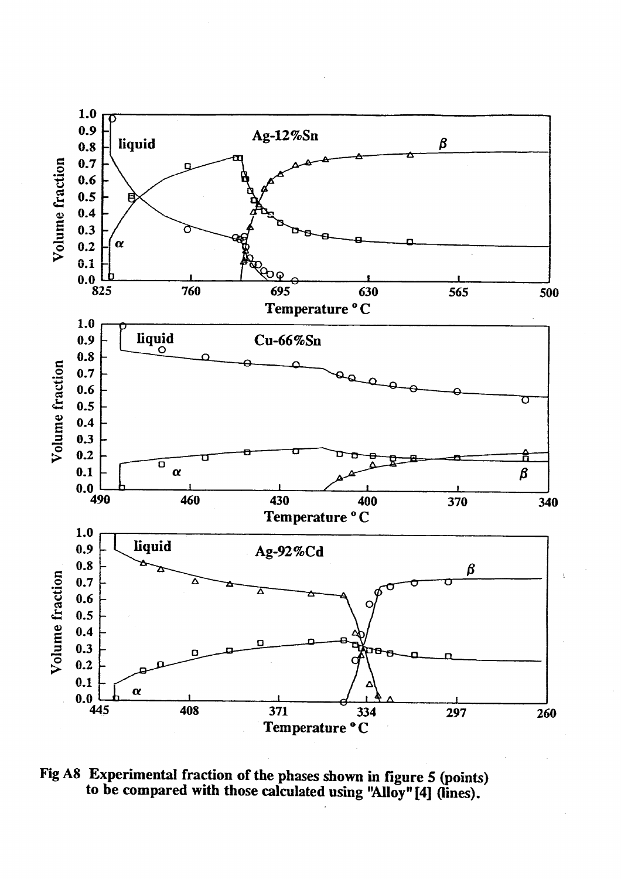Ag-12%Sn

liquid

α

β

Volume fraction

1.0
0.9
0.8
0.7
0.6
0.5
0.4
0.3
0.2
0.1
0.0

825 760 695 630 565 500

Temperature °C

Cu-66%Sn

liquid

α

β

Volume fraction

1.0
0.9
0.8
0.7
0.6
0.5
0.4
0.3
0.2
0.1
0.0

490 460 430 400 370 340

Temperature °C

Ag-92%Cd

liquid

α

β

Volume fraction

1.0
0.9
0.8
0.7
0.6
0.5
0.4
0.3
0.2
0.1
0.0

445 408 371 334 297 260

Temperature °C

**Fig A8 Experimental fraction of the phases shown in figure 5 (points) to be compared with those calculated using "Alloy" [4] (lines).**